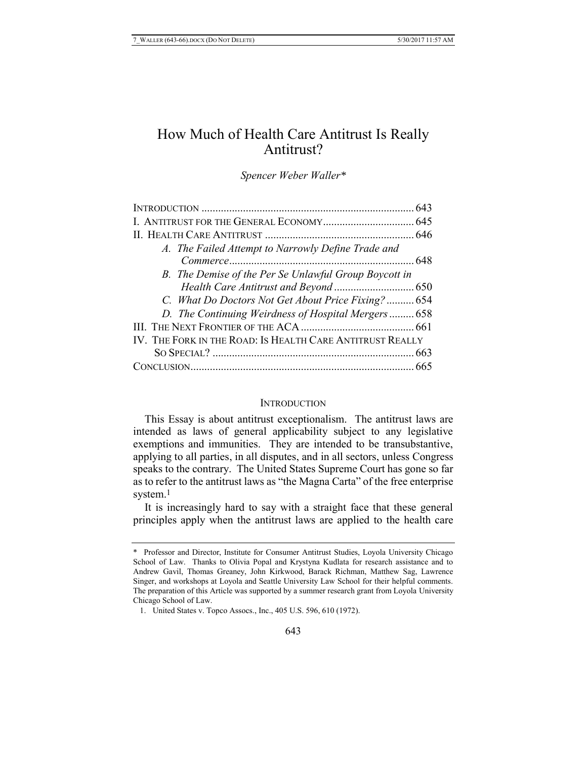# How Much of Health Care Antitrust Is Really Antitrust?

*Spencer Weber Waller\**

| | |
|---|---|
| INTRODUCTION | 643 |
| I. ANTITRUST FOR THE GENERAL ECONOMY | 645 |
| II. HEALTH CARE ANTITRUST | 646 |
| *A. The Failed Attempt to Narrowly Define Trade and Commerce* | 648 |
| *B. The Demise of the Per Se Unlawful Group Boycott in Health Care Antitrust and Beyond* | 650 |
| *C. What Do Doctors Not Get About Price Fixing?* | 654 |
| *D. The Continuing Weirdness of Hospital Mergers* | 658 |
| III. THE NEXT FRONTIER OF THE ACA | 661 |
| IV. THE FORK IN THE ROAD: IS HEALTH CARE ANTITRUST REALLY SO SPECIAL? | 663 |
| CONCLUSION | 665 |

## INTRODUCTION

This Essay is about antitrust exceptionalism. The antitrust laws are intended as laws of general applicability subject to any legislative exemptions and immunities. They are intended to be transubstantive, applying to all parties, in all disputes, and in all sectors, unless Congress speaks to the contrary. The United States Supreme Court has gone so far as to refer to the antitrust laws as "the Magna Carta" of the free enterprise system.[1]

It is increasingly hard to say with a straight face that these general principles apply when the antitrust laws are applied to the health care

---

\* Professor and Director, Institute for Consumer Antitrust Studies, Loyola University Chicago School of Law. Thanks to Olivia Popal and Krystyna Kudlata for research assistance and to Andrew Gavil, Thomas Greaney, John Kirkwood, Barack Richman, Matthew Sag, Lawrence Singer, and workshops at Loyola and Seattle University Law School for their helpful comments. The preparation of this Article was supported by a summer research grant from Loyola University Chicago School of Law.

1. United States v. Topco Assocs., Inc., 405 U.S. 596, 610 (1972).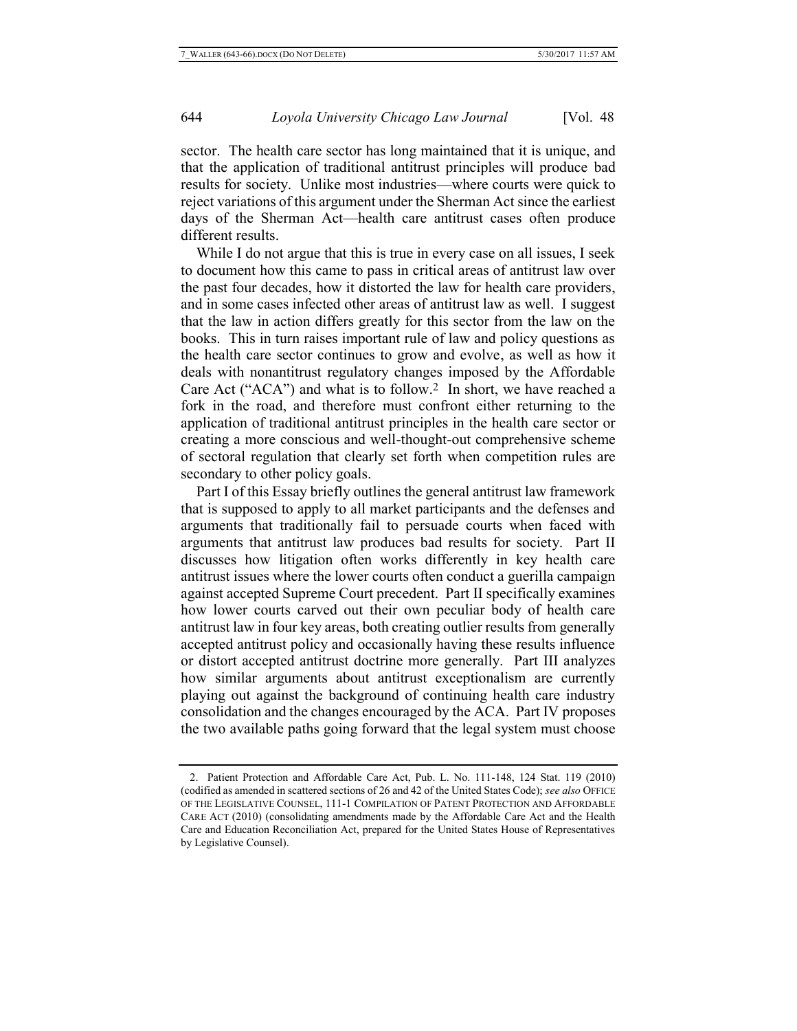sector. The health care sector has long maintained that it is unique, and that the application of traditional antitrust principles will produce bad results for society. Unlike most industries—where courts were quick to reject variations of this argument under the Sherman Act since the earliest days of the Sherman Act—health care antitrust cases often produce different results.

While I do not argue that this is true in every case on all issues, I seek to document how this came to pass in critical areas of antitrust law over the past four decades, how it distorted the law for health care providers, and in some cases infected other areas of antitrust law as well. I suggest that the law in action differs greatly for this sector from the law on the books. This in turn raises important rule of law and policy questions as the health care sector continues to grow and evolve, as well as how it deals with nonantitrust regulatory changes imposed by the Affordable Care Act ("ACA") and what is to follow.[2] In short, we have reached a fork in the road, and therefore must confront either returning to the application of traditional antitrust principles in the health care sector or creating a more conscious and well-thought-out comprehensive scheme of sectoral regulation that clearly set forth when competition rules are secondary to other policy goals.

Part I of this Essay briefly outlines the general antitrust law framework that is supposed to apply to all market participants and the defenses and arguments that traditionally fail to persuade courts when faced with arguments that antitrust law produces bad results for society. Part II discusses how litigation often works differently in key health care antitrust issues where the lower courts often conduct a guerilla campaign against accepted Supreme Court precedent. Part II specifically examines how lower courts carved out their own peculiar body of health care antitrust law in four key areas, both creating outlier results from generally accepted antitrust policy and occasionally having these results influence or distort accepted antitrust doctrine more generally. Part III analyzes how similar arguments about antitrust exceptionalism are currently playing out against the background of continuing health care industry consolidation and the changes encouraged by the ACA. Part IV proposes the two available paths going forward that the legal system must choose

---

2. Patient Protection and Affordable Care Act, Pub. L. No. 111-148, 124 Stat. 119 (2010) (codified as amended in scattered sections of 26 and 42 of the United States Code); *see also* OFFICE OF THE LEGISLATIVE COUNSEL, 111-1 COMPILATION OF PATENT PROTECTION AND AFFORDABLE CARE ACT (2010) (consolidating amendments made by the Affordable Care Act and the Health Care and Education Reconciliation Act, prepared for the United States House of Representatives by Legislative Counsel).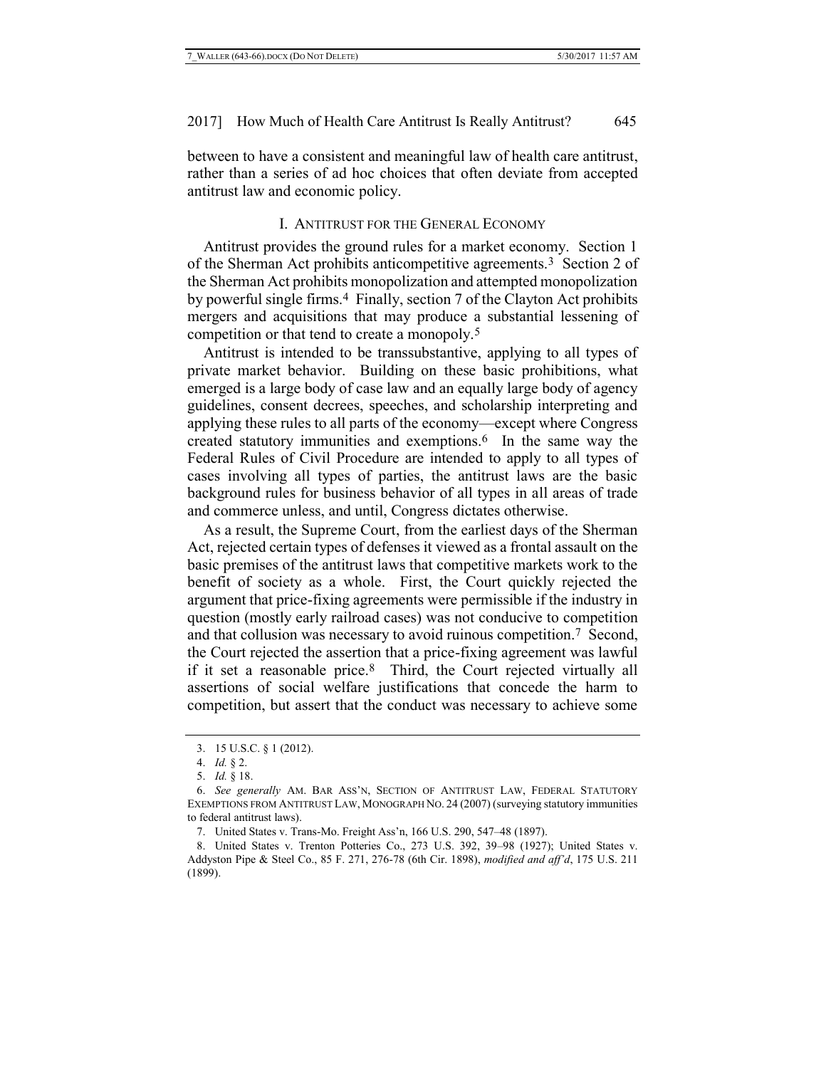between to have a consistent and meaningful law of health care antitrust, rather than a series of ad hoc choices that often deviate from accepted antitrust law and economic policy.

## I. ANTITRUST FOR THE GENERAL ECONOMY

Antitrust provides the ground rules for a market economy. Section 1 of the Sherman Act prohibits anticompetitive agreements.[3] Section 2 of the Sherman Act prohibits monopolization and attempted monopolization by powerful single firms.[4] Finally, section 7 of the Clayton Act prohibits mergers and acquisitions that may produce a substantial lessening of competition or that tend to create a monopoly.[5]

Antitrust is intended to be transsubstantive, applying to all types of private market behavior. Building on these basic prohibitions, what emerged is a large body of case law and an equally large body of agency guidelines, consent decrees, speeches, and scholarship interpreting and applying these rules to all parts of the economy—except where Congress created statutory immunities and exemptions.[6] In the same way the Federal Rules of Civil Procedure are intended to apply to all types of cases involving all types of parties, the antitrust laws are the basic background rules for business behavior of all types in all areas of trade and commerce unless, and until, Congress dictates otherwise.

As a result, the Supreme Court, from the earliest days of the Sherman Act, rejected certain types of defenses it viewed as a frontal assault on the basic premises of the antitrust laws that competitive markets work to the benefit of society as a whole. First, the Court quickly rejected the argument that price-fixing agreements were permissible if the industry in question (mostly early railroad cases) was not conducive to competition and that collusion was necessary to avoid ruinous competition.[7] Second, the Court rejected the assertion that a price-fixing agreement was lawful if it set a reasonable price.[8] Third, the Court rejected virtually all assertions of social welfare justifications that concede the harm to competition, but assert that the conduct was necessary to achieve some

---

3. 15 U.S.C. § 1 (2012).

4. *Id.* § 2.

5. *Id.* § 18.

6. *See generally* AM. BAR ASS'N, SECTION OF ANTITRUST LAW, FEDERAL STATUTORY EXEMPTIONS FROM ANTITRUST LAW, MONOGRAPH NO. 24 (2007) (surveying statutory immunities to federal antitrust laws).

7. United States v. Trans-Mo. Freight Ass'n, 166 U.S. 290, 547–48 (1897).

8. United States v. Trenton Potteries Co., 273 U.S. 392, 39–98 (1927); United States v. Addyston Pipe & Steel Co., 85 F. 271, 276-78 (6th Cir. 1898), *modified and aff'd*, 175 U.S. 211 (1899).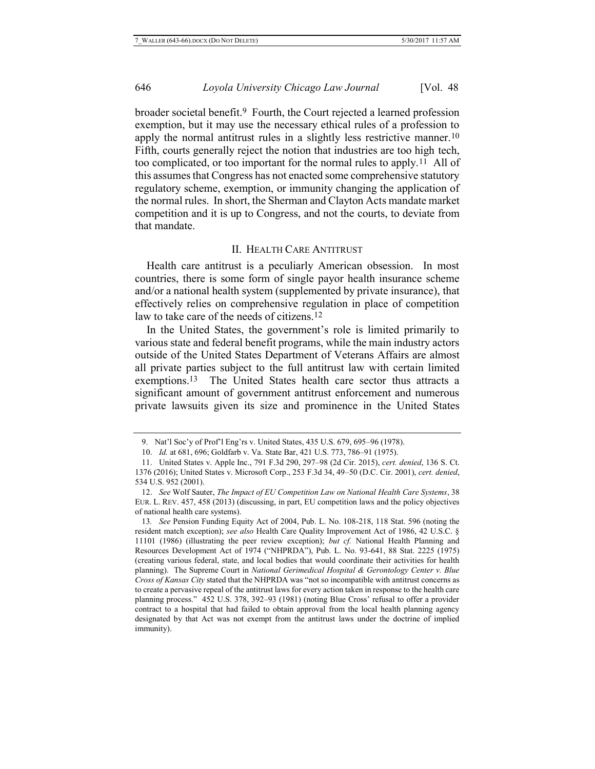broader societal benefit.[9] Fourth, the Court rejected a learned profession exemption, but it may use the necessary ethical rules of a profession to apply the normal antitrust rules in a slightly less restrictive manner.[10] Fifth, courts generally reject the notion that industries are too high tech, too complicated, or too important for the normal rules to apply.[11] All of this assumes that Congress has not enacted some comprehensive statutory regulatory scheme, exemption, or immunity changing the application of the normal rules. In short, the Sherman and Clayton Acts mandate market competition and it is up to Congress, and not the courts, to deviate from that mandate.

## II. Health Care Antitrust

Health care antitrust is a peculiarly American obsession. In most countries, there is some form of single payor health insurance scheme and/or a national health system (supplemented by private insurance), that effectively relies on comprehensive regulation in place of competition law to take care of the needs of citizens.[12]

In the United States, the government's role is limited primarily to various state and federal benefit programs, while the main industry actors outside of the United States Department of Veterans Affairs are almost all private parties subject to the full antitrust law with certain limited exemptions.[13] The United States health care sector thus attracts a significant amount of government antitrust enforcement and numerous private lawsuits given its size and prominence in the United States

---

9. Nat'l Soc'y of Prof'l Eng'rs v. United States, 435 U.S. 679, 695–96 (1978).

10. *Id.* at 681, 696; Goldfarb v. Va. State Bar, 421 U.S. 773, 786–91 (1975).

11. United States v. Apple Inc., 791 F.3d 290, 297–98 (2d Cir. 2015), *cert. denied*, 136 S. Ct. 1376 (2016); United States v. Microsoft Corp., 253 F.3d 34, 49–50 (D.C. Cir. 2001), *cert. denied*, 534 U.S. 952 (2001).

12. *See* Wolf Sauter, *The Impact of EU Competition Law on National Health Care Systems*, 38 EUR. L. REV. 457, 458 (2013) (discussing, in part, EU competition laws and the policy objectives of national health care systems).

13. *See* Pension Funding Equity Act of 2004, Pub. L. No. 108-218, 118 Stat. 596 (noting the resident match exception); *see also* Health Care Quality Improvement Act of 1986, 42 U.S.C. § 11101 (1986) (illustrating the peer review exception); *but cf.* National Health Planning and Resources Development Act of 1974 ("NHPRDA"), Pub. L. No. 93-641, 88 Stat. 2225 (1975) (creating various federal, state, and local bodies that would coordinate their activities for health planning). The Supreme Court in *National Gerimedical Hospital & Gerontology Center v. Blue Cross of Kansas City* stated that the NHPRDA was "not so incompatible with antitrust concerns as to create a pervasive repeal of the antitrust laws for every action taken in response to the health care planning process." 452 U.S. 378, 392–93 (1981) (noting Blue Cross' refusal to offer a provider contract to a hospital that had failed to obtain approval from the local health planning agency designated by that Act was not exempt from the antitrust laws under the doctrine of implied immunity).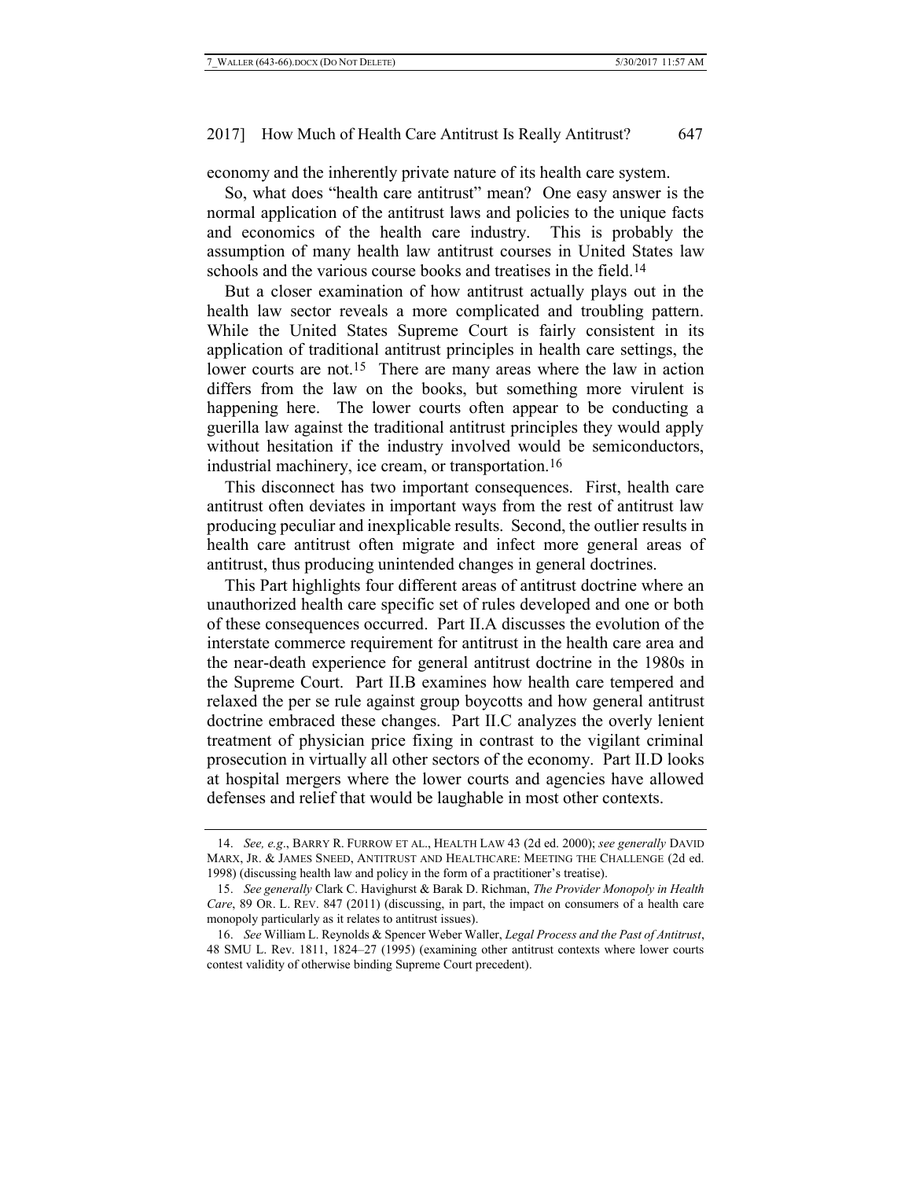economy and the inherently private nature of its health care system.

So, what does "health care antitrust" mean? One easy answer is the normal application of the antitrust laws and policies to the unique facts and economics of the health care industry. This is probably the assumption of many health law antitrust courses in United States law schools and the various course books and treatises in the field.[14]

But a closer examination of how antitrust actually plays out in the health law sector reveals a more complicated and troubling pattern. While the United States Supreme Court is fairly consistent in its application of traditional antitrust principles in health care settings, the lower courts are not.[15] There are many areas where the law in action differs from the law on the books, but something more virulent is happening here. The lower courts often appear to be conducting a guerilla law against the traditional antitrust principles they would apply without hesitation if the industry involved would be semiconductors, industrial machinery, ice cream, or transportation.[16]

This disconnect has two important consequences. First, health care antitrust often deviates in important ways from the rest of antitrust law producing peculiar and inexplicable results. Second, the outlier results in health care antitrust often migrate and infect more general areas of antitrust, thus producing unintended changes in general doctrines.

This Part highlights four different areas of antitrust doctrine where an unauthorized health care specific set of rules developed and one or both of these consequences occurred. Part II.A discusses the evolution of the interstate commerce requirement for antitrust in the health care area and the near-death experience for general antitrust doctrine in the 1980s in the Supreme Court. Part II.B examines how health care tempered and relaxed the per se rule against group boycotts and how general antitrust doctrine embraced these changes. Part II.C analyzes the overly lenient treatment of physician price fixing in contrast to the vigilant criminal prosecution in virtually all other sectors of the economy. Part II.D looks at hospital mergers where the lower courts and agencies have allowed defenses and relief that would be laughable in most other contexts.

---

14. *See, e.g.*, BARRY R. FURROW ET AL., HEALTH LAW 43 (2d ed. 2000); *see generally* DAVID MARX, JR. & JAMES SNEED, ANTITRUST AND HEALTHCARE: MEETING THE CHALLENGE (2d ed. 1998) (discussing health law and policy in the form of a practitioner's treatise).

15. *See generally* Clark C. Havighurst & Barak D. Richman, *The Provider Monopoly in Health Care*, 89 OR. L. REV. 847 (2011) (discussing, in part, the impact on consumers of a health care monopoly particularly as it relates to antitrust issues).

16. *See* William L. Reynolds & Spencer Weber Waller, *Legal Process and the Past of Antitrust*, 48 SMU L. Rev. 1811, 1824–27 (1995) (examining other antitrust contexts where lower courts contest validity of otherwise binding Supreme Court precedent).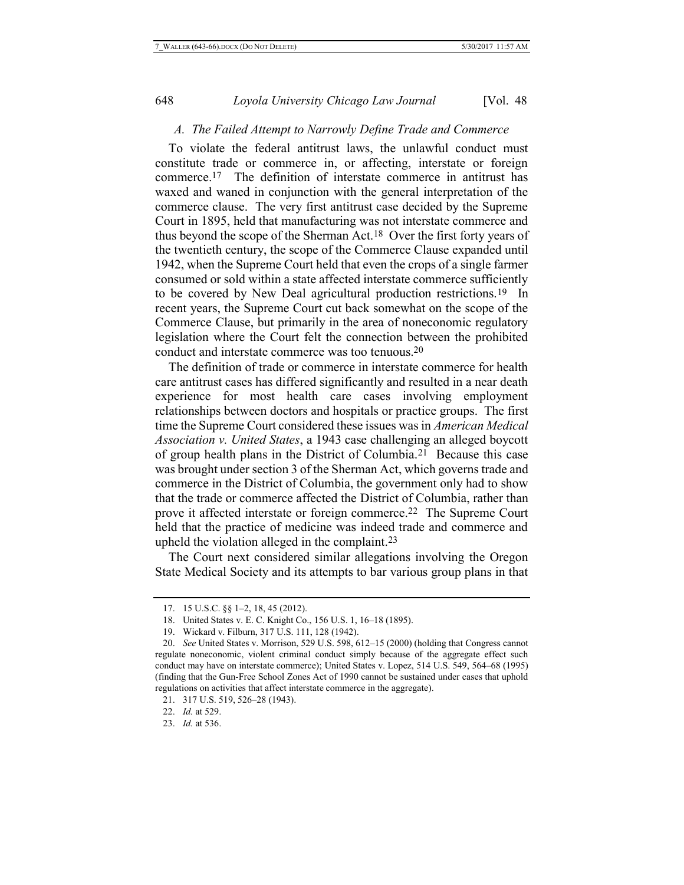### A. The Failed Attempt to Narrowly Define Trade and Commerce

To violate the federal antitrust laws, the unlawful conduct must constitute trade or commerce in, or affecting, interstate or foreign commerce.[17] The definition of interstate commerce in antitrust has waxed and waned in conjunction with the general interpretation of the commerce clause. The very first antitrust case decided by the Supreme Court in 1895, held that manufacturing was not interstate commerce and thus beyond the scope of the Sherman Act.[18] Over the first forty years of the twentieth century, the scope of the Commerce Clause expanded until 1942, when the Supreme Court held that even the crops of a single farmer consumed or sold within a state affected interstate commerce sufficiently to be covered by New Deal agricultural production restrictions.[19] In recent years, the Supreme Court cut back somewhat on the scope of the Commerce Clause, but primarily in the area of noneconomic regulatory legislation where the Court felt the connection between the prohibited conduct and interstate commerce was too tenuous.[20]

The definition of trade or commerce in interstate commerce for health care antitrust cases has differed significantly and resulted in a near death experience for most health care cases involving employment relationships between doctors and hospitals or practice groups. The first time the Supreme Court considered these issues was in *American Medical Association v. United States*, a 1943 case challenging an alleged boycott of group health plans in the District of Columbia.[21] Because this case was brought under section 3 of the Sherman Act, which governs trade and commerce in the District of Columbia, the government only had to show that the trade or commerce affected the District of Columbia, rather than prove it affected interstate or foreign commerce.[22] The Supreme Court held that the practice of medicine was indeed trade and commerce and upheld the violation alleged in the complaint.[23]

The Court next considered similar allegations involving the Oregon State Medical Society and its attempts to bar various group plans in that

---

17. 15 U.S.C. §§ 1–2, 18, 45 (2012).

18. United States v. E. C. Knight Co., 156 U.S. 1, 16–18 (1895).

19. Wickard v. Filburn, 317 U.S. 111, 128 (1942).

20. *See* United States v. Morrison, 529 U.S. 598, 612–15 (2000) (holding that Congress cannot regulate noneconomic, violent criminal conduct simply because of the aggregate effect such conduct may have on interstate commerce); United States v. Lopez, 514 U.S. 549, 564–68 (1995) (finding that the Gun-Free School Zones Act of 1990 cannot be sustained under cases that uphold regulations on activities that affect interstate commerce in the aggregate).

21. 317 U.S. 519, 526–28 (1943).

22. *Id.* at 529.

23. *Id.* at 536.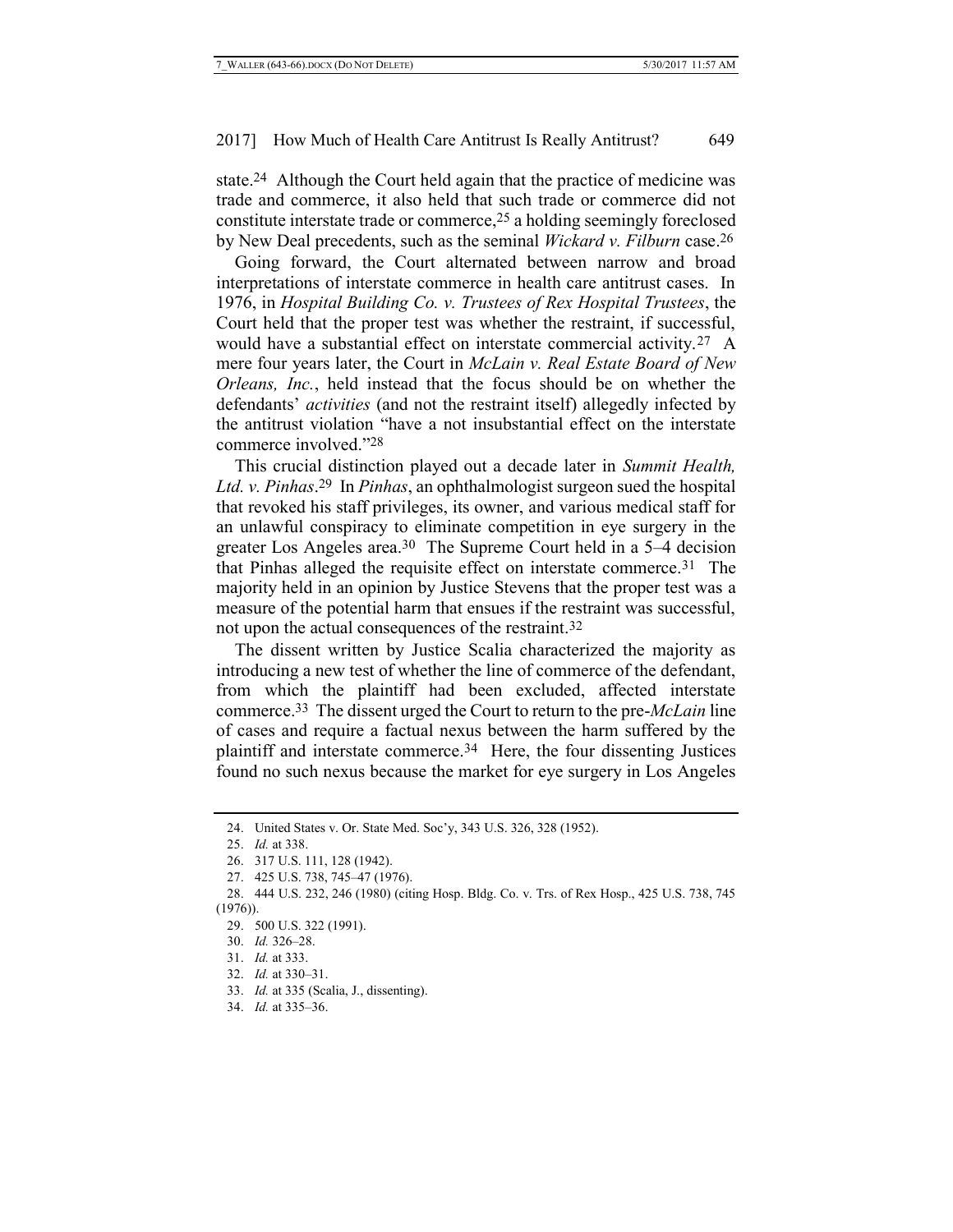state.[24] Although the Court held again that the practice of medicine was trade and commerce, it also held that such trade or commerce did not constitute interstate trade or commerce,[25] a holding seemingly foreclosed by New Deal precedents, such as the seminal *Wickard v. Filburn* case.[26]

Going forward, the Court alternated between narrow and broad interpretations of interstate commerce in health care antitrust cases. In 1976, in *Hospital Building Co. v. Trustees of Rex Hospital Trustees*, the Court held that the proper test was whether the restraint, if successful, would have a substantial effect on interstate commercial activity.[27] A mere four years later, the Court in *McLain v. Real Estate Board of New Orleans, Inc.*, held instead that the focus should be on whether the defendants' *activities* (and not the restraint itself) allegedly infected by the antitrust violation "have a not insubstantial effect on the interstate commerce involved."[28]

This crucial distinction played out a decade later in *Summit Health, Ltd. v. Pinhas*.[29] In *Pinhas*, an ophthalmologist surgeon sued the hospital that revoked his staff privileges, its owner, and various medical staff for an unlawful conspiracy to eliminate competition in eye surgery in the greater Los Angeles area.[30] The Supreme Court held in a 5–4 decision that Pinhas alleged the requisite effect on interstate commerce.[31] The majority held in an opinion by Justice Stevens that the proper test was a measure of the potential harm that ensues if the restraint was successful, not upon the actual consequences of the restraint.[32]

The dissent written by Justice Scalia characterized the majority as introducing a new test of whether the line of commerce of the defendant, from which the plaintiff had been excluded, affected interstate commerce.[33] The dissent urged the Court to return to the pre-*McLain* line of cases and require a factual nexus between the harm suffered by the plaintiff and interstate commerce.[34] Here, the four dissenting Justices found no such nexus because the market for eye surgery in Los Angeles

---

24. United States v. Or. State Med. Soc'y, 343 U.S. 326, 328 (1952).
25. *Id.* at 338.
26. 317 U.S. 111, 128 (1942).
27. 425 U.S. 738, 745–47 (1976).
28. 444 U.S. 232, 246 (1980) (citing Hosp. Bldg. Co. v. Trs. of Rex Hosp., 425 U.S. 738, 745 (1976)).
29. 500 U.S. 322 (1991).
30. *Id.* 326–28.
31. *Id.* at 333.
32. *Id.* at 330–31.
33. *Id.* at 335 (Scalia, J., dissenting).
34. *Id.* at 335–36.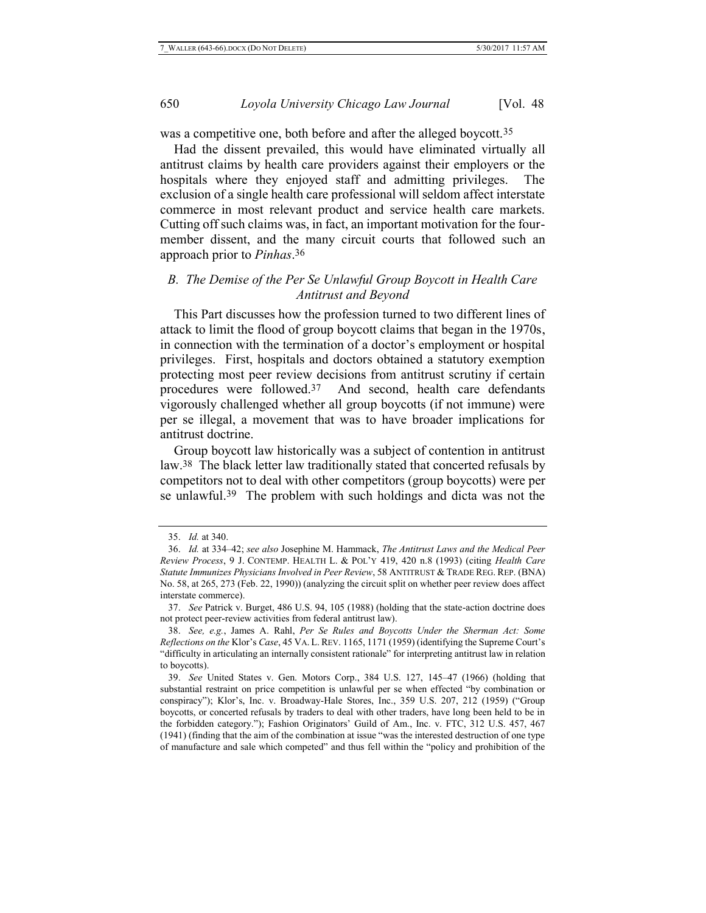was a competitive one, both before and after the alleged boycott.[35]

Had the dissent prevailed, this would have eliminated virtually all antitrust claims by health care providers against their employers or the hospitals where they enjoyed staff and admitting privileges. The exclusion of a single health care professional will seldom affect interstate commerce in most relevant product and service health care markets. Cutting off such claims was, in fact, an important motivation for the four-member dissent, and the many circuit courts that followed such an approach prior to *Pinhas*.[36]

### *B. The Demise of the Per Se Unlawful Group Boycott in Health Care Antitrust and Beyond*

This Part discusses how the profession turned to two different lines of attack to limit the flood of group boycott claims that began in the 1970s, in connection with the termination of a doctor's employment or hospital privileges. First, hospitals and doctors obtained a statutory exemption protecting most peer review decisions from antitrust scrutiny if certain procedures were followed.[37] And second, health care defendants vigorously challenged whether all group boycotts (if not immune) were per se illegal, a movement that was to have broader implications for antitrust doctrine.

Group boycott law historically was a subject of contention in antitrust law.[38] The black letter law traditionally stated that concerted refusals by competitors not to deal with other competitors (group boycotts) were per se unlawful.[39] The problem with such holdings and dicta was not the

---

35. *Id.* at 340.

36. *Id.* at 334–42; *see also* Josephine M. Hammack, *The Antitrust Laws and the Medical Peer Review Process*, 9 J. CONTEMP. HEALTH L. & POL'Y 419, 420 n.8 (1993) (citing *Health Care Statute Immunizes Physicians Involved in Peer Review*, 58 ANTITRUST & TRADE REG. REP. (BNA) No. 58, at 265, 273 (Feb. 22, 1990)) (analyzing the circuit split on whether peer review does affect interstate commerce).

37. *See* Patrick v. Burget, 486 U.S. 94, 105 (1988) (holding that the state-action doctrine does not protect peer-review activities from federal antitrust law).

38. *See, e.g.*, James A. Rahl, *Per Se Rules and Boycotts Under the Sherman Act: Some Reflections on the* Klor's *Case*, 45 VA. L. REV. 1165, 1171 (1959) (identifying the Supreme Court's "difficulty in articulating an internally consistent rationale" for interpreting antitrust law in relation to boycotts).

39. *See* United States v. Gen. Motors Corp., 384 U.S. 127, 145–47 (1966) (holding that substantial restraint on price competition is unlawful per se when effected "by combination or conspiracy"); Klor's, Inc. v. Broadway-Hale Stores, Inc., 359 U.S. 207, 212 (1959) ("Group boycotts, or concerted refusals by traders to deal with other traders, have long been held to be in the forbidden category."); Fashion Originators' Guild of Am., Inc. v. FTC, 312 U.S. 457, 467 (1941) (finding that the aim of the combination at issue "was the interested destruction of one type of manufacture and sale which competed" and thus fell within the "policy and prohibition of the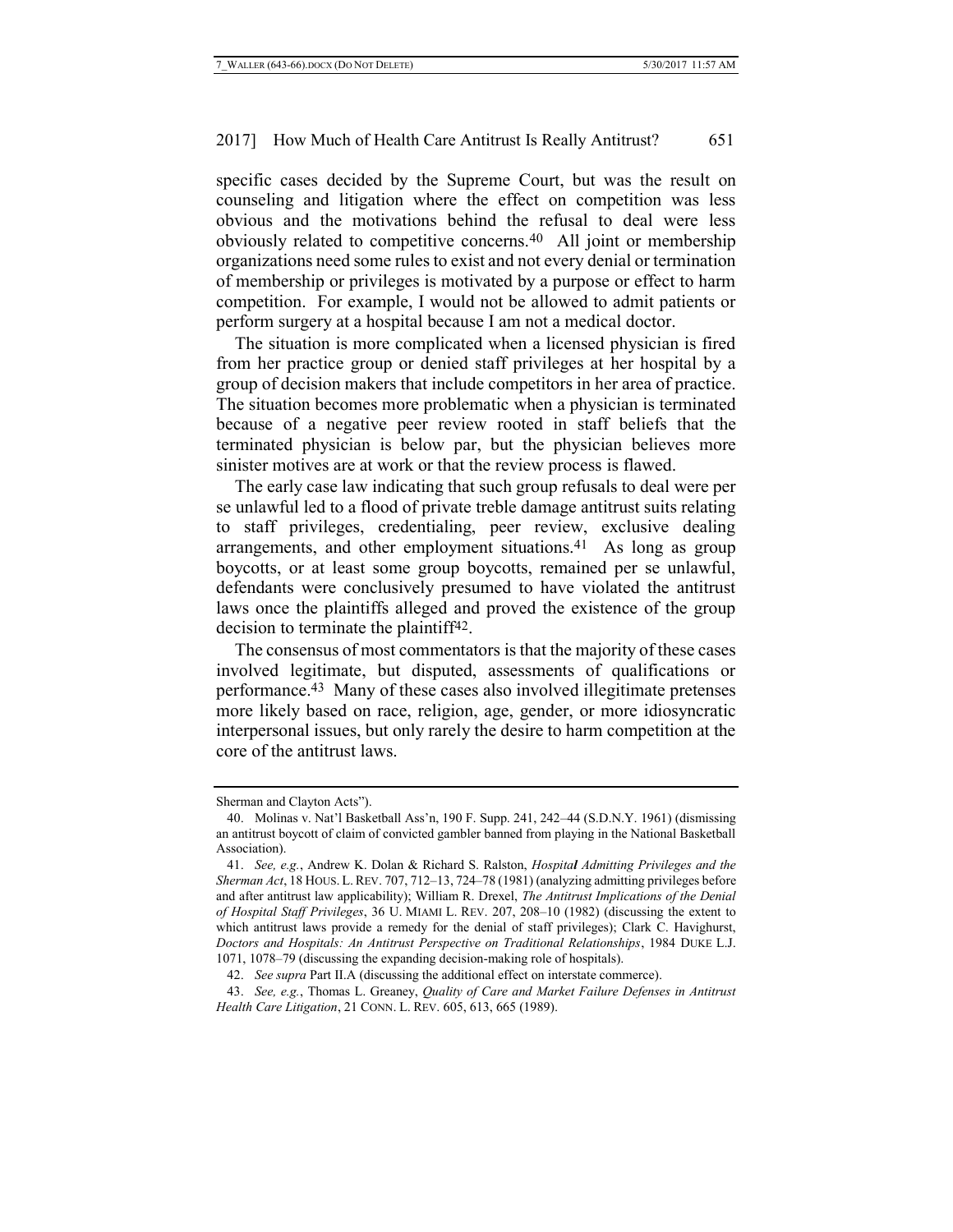specific cases decided by the Supreme Court, but was the result on counseling and litigation where the effect on competition was less obvious and the motivations behind the refusal to deal were less obviously related to competitive concerns.[40] All joint or membership organizations need some rules to exist and not every denial or termination of membership or privileges is motivated by a purpose or effect to harm competition. For example, I would not be allowed to admit patients or perform surgery at a hospital because I am not a medical doctor.

The situation is more complicated when a licensed physician is fired from her practice group or denied staff privileges at her hospital by a group of decision makers that include competitors in her area of practice. The situation becomes more problematic when a physician is terminated because of a negative peer review rooted in staff beliefs that the terminated physician is below par, but the physician believes more sinister motives are at work or that the review process is flawed.

The early case law indicating that such group refusals to deal were per se unlawful led to a flood of private treble damage antitrust suits relating to staff privileges, credentialing, peer review, exclusive dealing arrangements, and other employment situations.[41] As long as group boycotts, or at least some group boycotts, remained per se unlawful, defendants were conclusively presumed to have violated the antitrust laws once the plaintiffs alleged and proved the existence of the group decision to terminate the plaintiff[42].

The consensus of most commentators is that the majority of these cases involved legitimate, but disputed, assessments of qualifications or performance.[43] Many of these cases also involved illegitimate pretenses more likely based on race, religion, age, gender, or more idiosyncratic interpersonal issues, but only rarely the desire to harm competition at the core of the antitrust laws.

---

Sherman and Clayton Acts").

40. Molinas v. Nat'l Basketball Ass'n, 190 F. Supp. 241, 242–44 (S.D.N.Y. 1961) (dismissing an antitrust boycott of claim of convicted gambler banned from playing in the National Basketball Association).

41. *See, e.g.*, Andrew K. Dolan & Richard S. Ralston, *Hospital Admitting Privileges and the Sherman Act*, 18 HOUS. L. REV. 707, 712–13, 724–78 (1981) (analyzing admitting privileges before and after antitrust law applicability); William R. Drexel, *The Antitrust Implications of the Denial of Hospital Staff Privileges*, 36 U. MIAMI L. REV. 207, 208–10 (1982) (discussing the extent to which antitrust laws provide a remedy for the denial of staff privileges); Clark C. Havighurst, *Doctors and Hospitals: An Antitrust Perspective on Traditional Relationships*, 1984 DUKE L.J. 1071, 1078–79 (discussing the expanding decision-making role of hospitals).

42. *See supra* Part II.A (discussing the additional effect on interstate commerce).

43. *See, e.g.*, Thomas L. Greaney, *Quality of Care and Market Failure Defenses in Antitrust Health Care Litigation*, 21 CONN. L. REV. 605, 613, 665 (1989).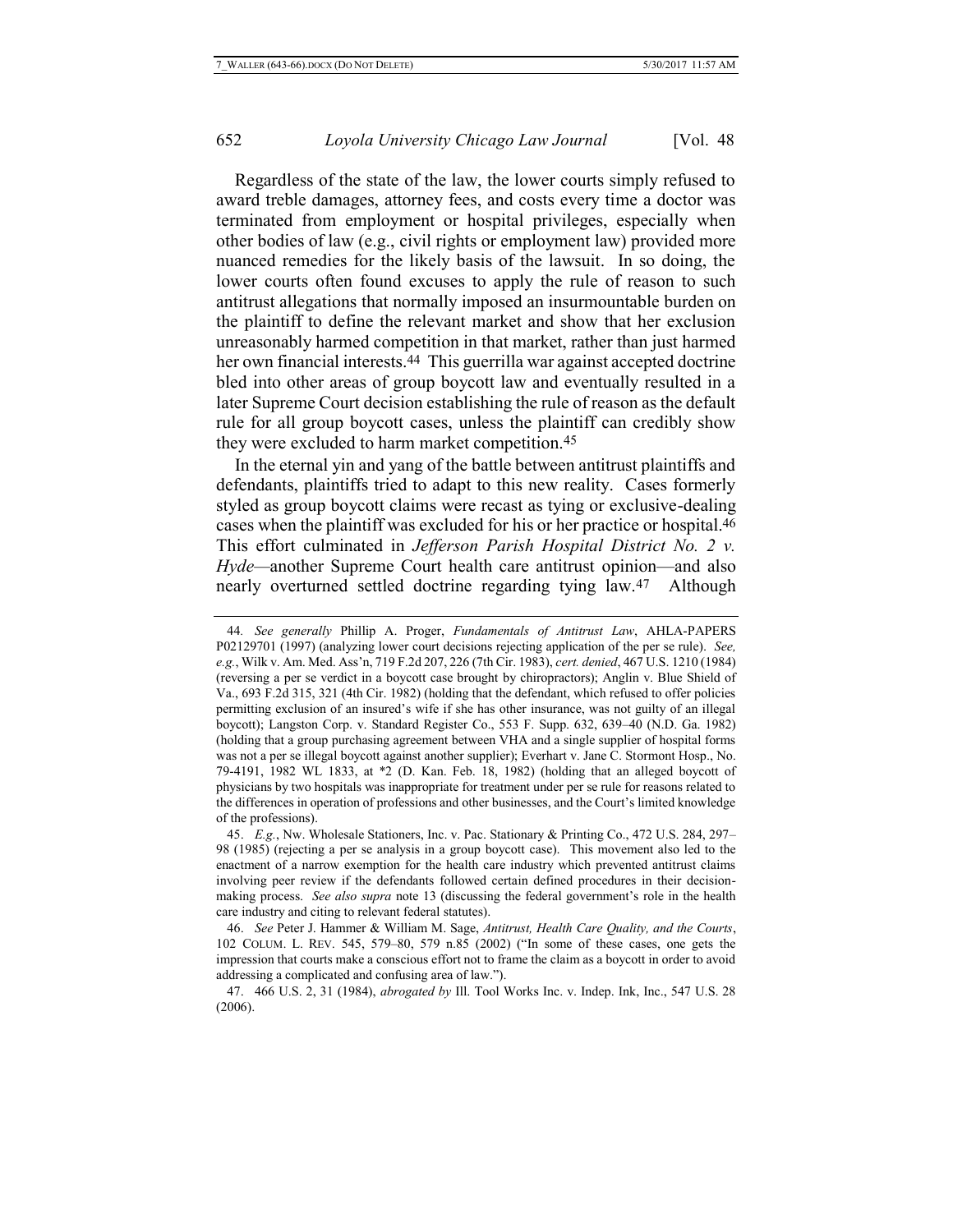Regardless of the state of the law, the lower courts simply refused to award treble damages, attorney fees, and costs every time a doctor was terminated from employment or hospital privileges, especially when other bodies of law (e.g., civil rights or employment law) provided more nuanced remedies for the likely basis of the lawsuit. In so doing, the lower courts often found excuses to apply the rule of reason to such antitrust allegations that normally imposed an insurmountable burden on the plaintiff to define the relevant market and show that her exclusion unreasonably harmed competition in that market, rather than just harmed her own financial interests.[44] This guerrilla war against accepted doctrine bled into other areas of group boycott law and eventually resulted in a later Supreme Court decision establishing the rule of reason as the default rule for all group boycott cases, unless the plaintiff can credibly show they were excluded to harm market competition.[45]

In the eternal yin and yang of the battle between antitrust plaintiffs and defendants, plaintiffs tried to adapt to this new reality. Cases formerly styled as group boycott claims were recast as tying or exclusive-dealing cases when the plaintiff was excluded for his or her practice or hospital.[46] This effort culminated in *Jefferson Parish Hospital District No. 2 v. Hyde*—another Supreme Court health care antitrust opinion—and also nearly overturned settled doctrine regarding tying law.[47] Although

---

44. *See generally* Phillip A. Proger, *Fundamentals of Antitrust Law*, AHLA-PAPERS P02129701 (1997) (analyzing lower court decisions rejecting application of the per se rule). *See, e.g.*, Wilk v. Am. Med. Ass'n, 719 F.2d 207, 226 (7th Cir. 1983), *cert. denied*, 467 U.S. 1210 (1984) (reversing a per se verdict in a boycott case brought by chiropractors); Anglin v. Blue Shield of Va., 693 F.2d 315, 321 (4th Cir. 1982) (holding that the defendant, which refused to offer policies permitting exclusion of an insured's wife if she has other insurance, was not guilty of an illegal boycott); Langston Corp. v. Standard Register Co., 553 F. Supp. 632, 639–40 (N.D. Ga. 1982) (holding that a group purchasing agreement between VHA and a single supplier of hospital forms was not a per se illegal boycott against another supplier); Everhart v. Jane C. Stormont Hosp., No. 79-4191, 1982 WL 1833, at *2 (D. Kan. Feb. 18, 1982) (holding that an alleged boycott of physicians by two hospitals was inappropriate for treatment under per se rule for reasons related to the differences in operation of professions and other businesses, and the Court's limited knowledge of the professions).

45. *E.g.*, Nw. Wholesale Stationers, Inc. v. Pac. Stationary & Printing Co., 472 U.S. 284, 297–98 (1985) (rejecting a per se analysis in a group boycott case). This movement also led to the enactment of a narrow exemption for the health care industry which prevented antitrust claims involving peer review if the defendants followed certain defined procedures in their decision-making process. *See also supra* note 13 (discussing the federal government's role in the health care industry and citing to relevant federal statutes).

46. *See* Peter J. Hammer & William M. Sage, *Antitrust, Health Care Quality, and the Courts*, 102 COLUM. L. REV. 545, 579–80, 579 n.85 (2002) ("In some of these cases, one gets the impression that courts make a conscious effort not to frame the claim as a boycott in order to avoid addressing a complicated and confusing area of law.").

47. 466 U.S. 2, 31 (1984), *abrogated by* Ill. Tool Works Inc. v. Indep. Ink, Inc., 547 U.S. 28 (2006).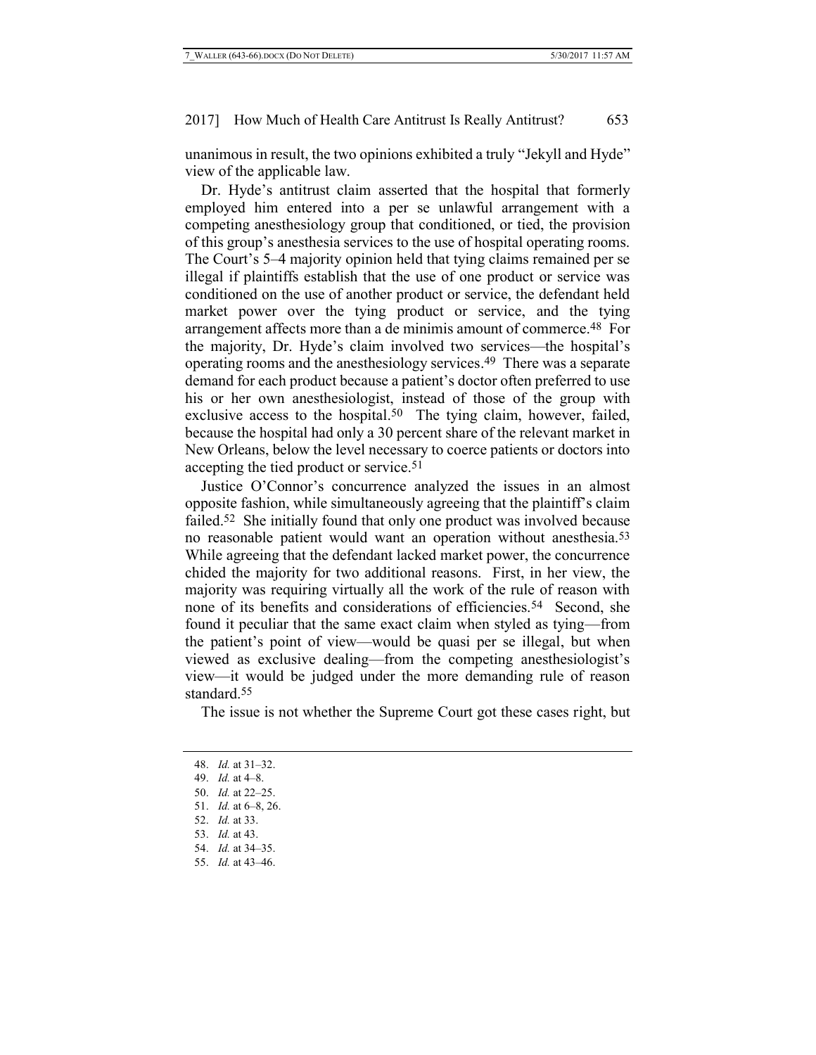unanimous in result, the two opinions exhibited a truly "Jekyll and Hyde" view of the applicable law.

Dr. Hyde's antitrust claim asserted that the hospital that formerly employed him entered into a per se unlawful arrangement with a competing anesthesiology group that conditioned, or tied, the provision of this group's anesthesia services to the use of hospital operating rooms. The Court's 5–4 majority opinion held that tying claims remained per se illegal if plaintiffs establish that the use of one product or service was conditioned on the use of another product or service, the defendant held market power over the tying product or service, and the tying arrangement affects more than a de minimis amount of commerce.[48] For the majority, Dr. Hyde's claim involved two services—the hospital's operating rooms and the anesthesiology services.[49] There was a separate demand for each product because a patient's doctor often preferred to use his or her own anesthesiologist, instead of those of the group with exclusive access to the hospital.[50] The tying claim, however, failed, because the hospital had only a 30 percent share of the relevant market in New Orleans, below the level necessary to coerce patients or doctors into accepting the tied product or service.[51]

Justice O'Connor's concurrence analyzed the issues in an almost opposite fashion, while simultaneously agreeing that the plaintiff's claim failed.[52] She initially found that only one product was involved because no reasonable patient would want an operation without anesthesia.[53] While agreeing that the defendant lacked market power, the concurrence chided the majority for two additional reasons. First, in her view, the majority was requiring virtually all the work of the rule of reason with none of its benefits and considerations of efficiencies.[54] Second, she found it peculiar that the same exact claim when styled as tying—from the patient's point of view—would be quasi per se illegal, but when viewed as exclusive dealing—from the competing anesthesiologist's view—it would be judged under the more demanding rule of reason standard.[55]

The issue is not whether the Supreme Court got these cases right, but

48. *Id.* at 31–32.
49. *Id.* at 4–8.
50. *Id.* at 22–25.
51. *Id.* at 6–8, 26.
52. *Id.* at 33.
53. *Id.* at 43.
54. *Id.* at 34–35.
55. *Id.* at 43–46.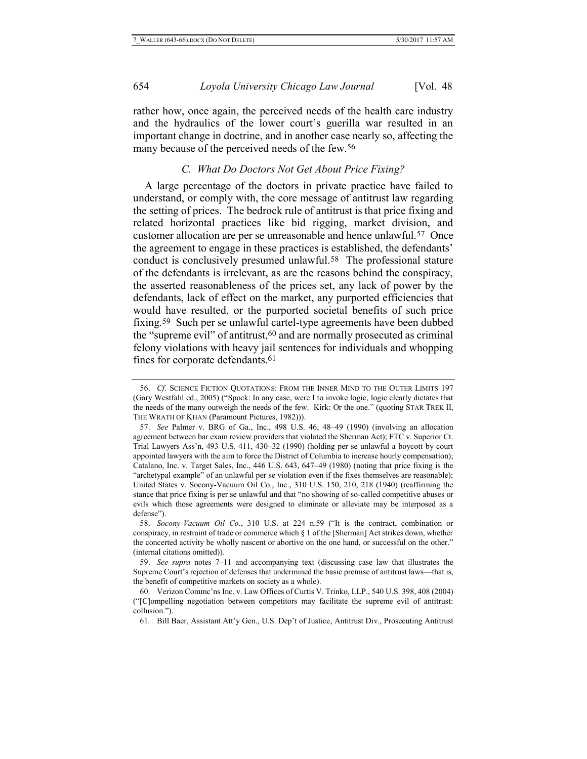rather how, once again, the perceived needs of the health care industry and the hydraulics of the lower court's guerilla war resulted in an important change in doctrine, and in another case nearly so, affecting the many because of the perceived needs of the few.[56]

### *C. What Do Doctors Not Get About Price Fixing?*

A large percentage of the doctors in private practice have failed to understand, or comply with, the core message of antitrust law regarding the setting of prices. The bedrock rule of antitrust is that price fixing and related horizontal practices like bid rigging, market division, and customer allocation are per se unreasonable and hence unlawful.[57] Once the agreement to engage in these practices is established, the defendants' conduct is conclusively presumed unlawful.[58] The professional stature of the defendants is irrelevant, as are the reasons behind the conspiracy, the asserted reasonableness of the prices set, any lack of power by the defendants, lack of effect on the market, any purported efficiencies that would have resulted, or the purported societal benefits of such price fixing.[59] Such per se unlawful cartel-type agreements have been dubbed the "supreme evil" of antitrust,[60] and are normally prosecuted as criminal felony violations with heavy jail sentences for individuals and whopping fines for corporate defendants.[61]

---

56. *Cf.* SCIENCE FICTION QUOTATIONS: FROM THE INNER MIND TO THE OUTER LIMITS 197 (Gary Westfahl ed., 2005) ("Spock: In any case, were I to invoke logic, logic clearly dictates that the needs of the many outweigh the needs of the few. Kirk: Or the one." (quoting STAR TREK II, THE WRATH OF KHAN (Paramount Pictures, 1982))).

57. *See* Palmer v. BRG of Ga., Inc., 498 U.S. 46, 48–49 (1990) (involving an allocation agreement between bar exam review providers that violated the Sherman Act); FTC v. Superior Ct. Trial Lawyers Ass'n, 493 U.S. 411, 430–32 (1990) (holding per se unlawful a boycott by court appointed lawyers with the aim to force the District of Columbia to increase hourly compensation); Catalano, Inc. v. Target Sales, Inc., 446 U.S. 643, 647–49 (1980) (noting that price fixing is the "archetypal example" of an unlawful per se violation even if the fixes themselves are reasonable); United States v. Socony-Vacuum Oil Co., Inc., 310 U.S. 150, 210, 218 (1940) (reaffirming the stance that price fixing is per se unlawful and that "no showing of so-called competitive abuses or evils which those agreements were designed to eliminate or alleviate may be interposed as a defense").

58. *Socony-Vacuum Oil Co.*, 310 U.S. at 224 n.59 ("It is the contract, combination or conspiracy, in restraint of trade or commerce which § 1 of the [Sherman] Act strikes down, whether the concerted activity be wholly nascent or abortive on the one hand, or successful on the other." (internal citations omitted)).

59. *See supra* notes 7–11 and accompanying text (discussing case law that illustrates the Supreme Court's rejection of defenses that undermined the basic premise of antitrust laws—that is, the benefit of competitive markets on society as a whole).

60. Verizon Commc'ns Inc. v. Law Offices of Curtis V. Trinko, LLP., 540 U.S. 398, 408 (2004) ("[C]ompelling negotiation between competitors may facilitate the supreme evil of antitrust: collusion.").

61. Bill Baer, Assistant Att'y Gen., U.S. Dep't of Justice, Antitrust Div., Prosecuting Antitrust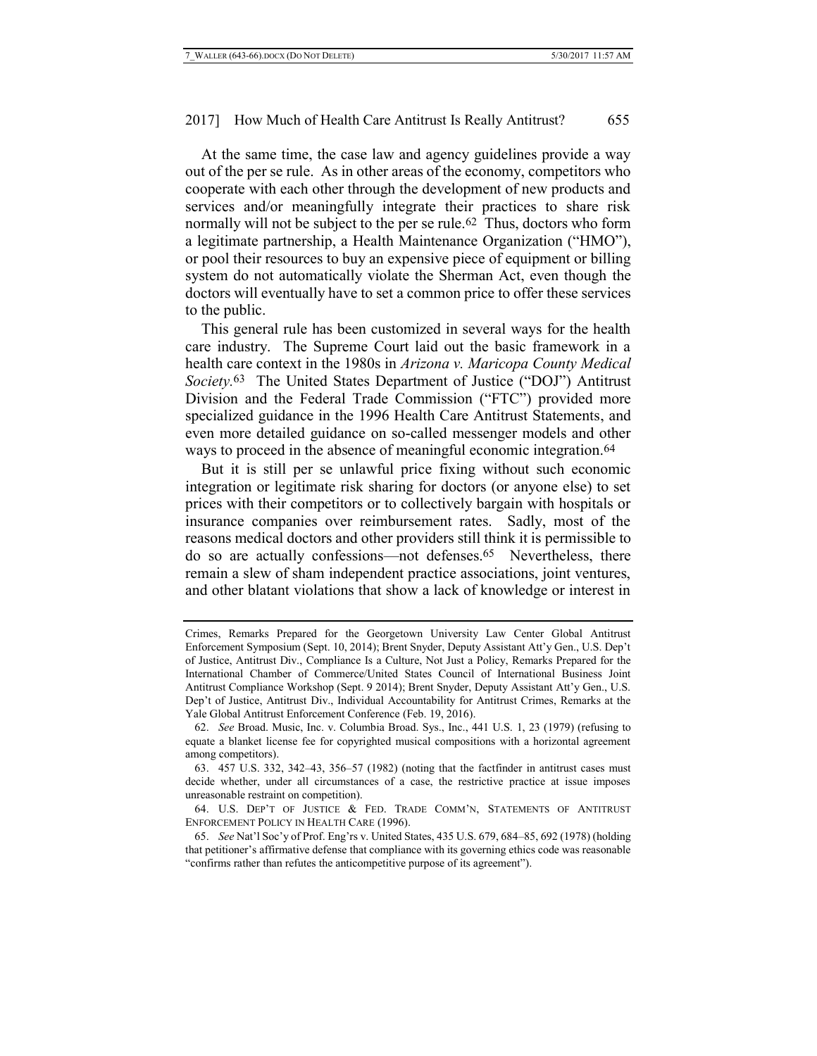At the same time, the case law and agency guidelines provide a way out of the per se rule. As in other areas of the economy, competitors who cooperate with each other through the development of new products and services and/or meaningfully integrate their practices to share risk normally will not be subject to the per se rule.[62] Thus, doctors who form a legitimate partnership, a Health Maintenance Organization ("HMO"), or pool their resources to buy an expensive piece of equipment or billing system do not automatically violate the Sherman Act, even though the doctors will eventually have to set a common price to offer these services to the public.

This general rule has been customized in several ways for the health care industry. The Supreme Court laid out the basic framework in a health care context in the 1980s in *Arizona v. Maricopa County Medical Society*.[63] The United States Department of Justice ("DOJ") Antitrust Division and the Federal Trade Commission ("FTC") provided more specialized guidance in the 1996 Health Care Antitrust Statements, and even more detailed guidance on so-called messenger models and other ways to proceed in the absence of meaningful economic integration.[64]

But it is still per se unlawful price fixing without such economic integration or legitimate risk sharing for doctors (or anyone else) to set prices with their competitors or to collectively bargain with hospitals or insurance companies over reimbursement rates. Sadly, most of the reasons medical doctors and other providers still think it is permissible to do so are actually confessions—not defenses.[65] Nevertheless, there remain a slew of sham independent practice associations, joint ventures, and other blatant violations that show a lack of knowledge or interest in

---

Crimes, Remarks Prepared for the Georgetown University Law Center Global Antitrust Enforcement Symposium (Sept. 10, 2014); Brent Snyder, Deputy Assistant Att'y Gen., U.S. Dep't of Justice, Antitrust Div., Compliance Is a Culture, Not Just a Policy, Remarks Prepared for the International Chamber of Commerce/United States Council of International Business Joint Antitrust Compliance Workshop (Sept. 9 2014); Brent Snyder, Deputy Assistant Att'y Gen., U.S. Dep't of Justice, Antitrust Div., Individual Accountability for Antitrust Crimes, Remarks at the Yale Global Antitrust Enforcement Conference (Feb. 19, 2016).

62. *See* Broad. Music, Inc. v. Columbia Broad. Sys., Inc., 441 U.S. 1, 23 (1979) (refusing to equate a blanket license fee for copyrighted musical compositions with a horizontal agreement among competitors).

63. 457 U.S. 332, 342–43, 356–57 (1982) (noting that the factfinder in antitrust cases must decide whether, under all circumstances of a case, the restrictive practice at issue imposes unreasonable restraint on competition).

64. U.S. DEP'T OF JUSTICE & FED. TRADE COMM'N, STATEMENTS OF ANTITRUST ENFORCEMENT POLICY IN HEALTH CARE (1996).

65. *See* Nat'l Soc'y of Prof. Eng'rs v. United States, 435 U.S. 679, 684–85, 692 (1978) (holding that petitioner's affirmative defense that compliance with its governing ethics code was reasonable "confirms rather than refutes the anticompetitive purpose of its agreement").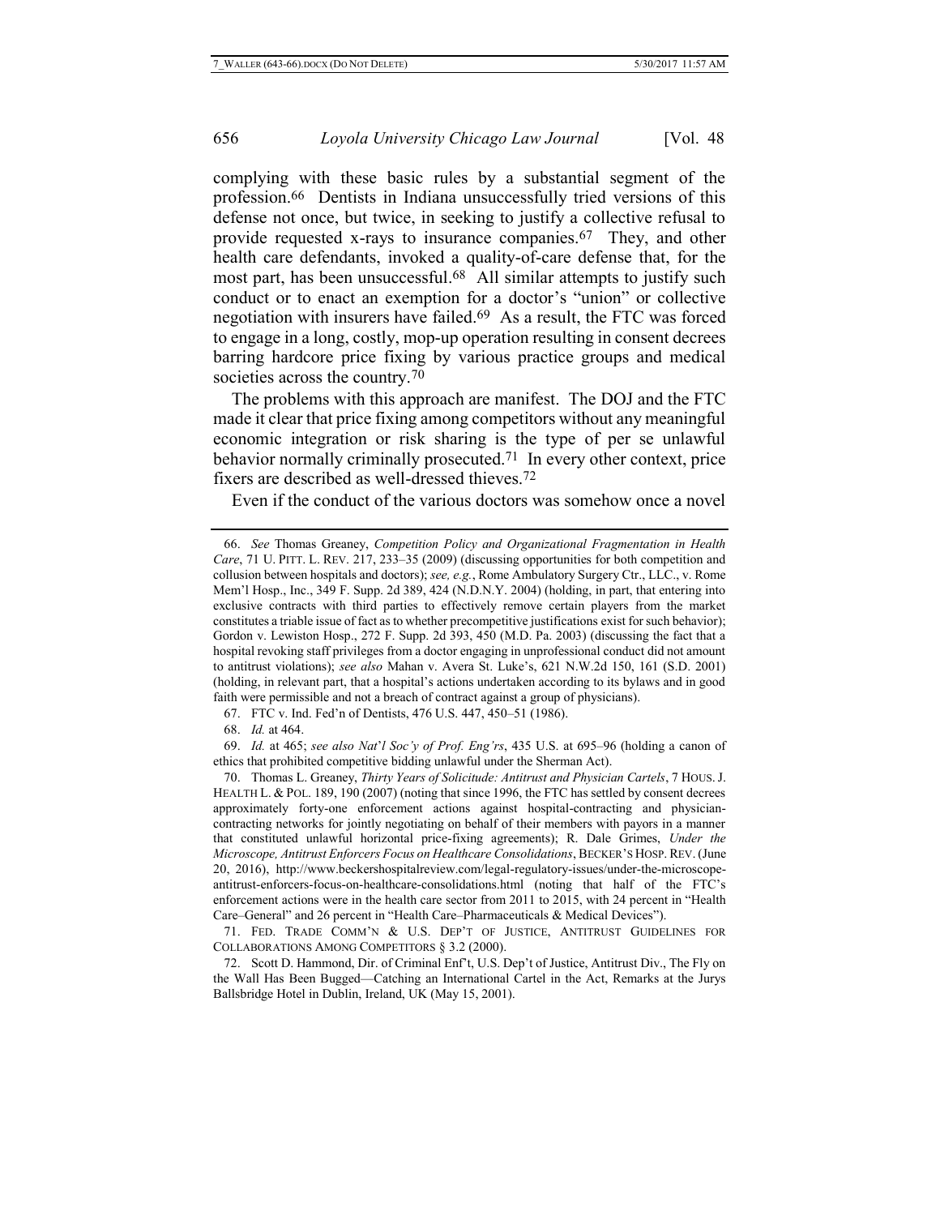complying with these basic rules by a substantial segment of the profession.[66] Dentists in Indiana unsuccessfully tried versions of this defense not once, but twice, in seeking to justify a collective refusal to provide requested x-rays to insurance companies.[67] They, and other health care defendants, invoked a quality-of-care defense that, for the most part, has been unsuccessful.[68] All similar attempts to justify such conduct or to enact an exemption for a doctor's "union" or collective negotiation with insurers have failed.[69] As a result, the FTC was forced to engage in a long, costly, mop-up operation resulting in consent decrees barring hardcore price fixing by various practice groups and medical societies across the country.[70]

The problems with this approach are manifest. The DOJ and the FTC made it clear that price fixing among competitors without any meaningful economic integration or risk sharing is the type of per se unlawful behavior normally criminally prosecuted.[71] In every other context, price fixers are described as well-dressed thieves.[72]

Even if the conduct of the various doctors was somehow once a novel

---

66. *See* Thomas Greaney, *Competition Policy and Organizational Fragmentation in Health Care*, 71 U. PITT. L. REV. 217, 233–35 (2009) (discussing opportunities for both competition and collusion between hospitals and doctors); *see, e.g.*, Rome Ambulatory Surgery Ctr., LLC., v. Rome Mem'l Hosp., Inc., 349 F. Supp. 2d 389, 424 (N.D.N.Y. 2004) (holding, in part, that entering into exclusive contracts with third parties to effectively remove certain players from the market constitutes a triable issue of fact as to whether precompetitive justifications exist for such behavior); Gordon v. Lewiston Hosp., 272 F. Supp. 2d 393, 450 (M.D. Pa. 2003) (discussing the fact that a hospital revoking staff privileges from a doctor engaging in unprofessional conduct did not amount to antitrust violations); *see also* Mahan v. Avera St. Luke's, 621 N.W.2d 150, 161 (S.D. 2001) (holding, in relevant part, that a hospital's actions undertaken according to its bylaws and in good faith were permissible and not a breach of contract against a group of physicians).

67. FTC v. Ind. Fed'n of Dentists, 476 U.S. 447, 450–51 (1986).

68. *Id.* at 464.

69. *Id.* at 465; *see also Nat'l Soc'y of Prof. Eng'rs*, 435 U.S. at 695–96 (holding a canon of ethics that prohibited competitive bidding unlawful under the Sherman Act).

70. Thomas L. Greaney, *Thirty Years of Solicitude: Antitrust and Physician Cartels*, 7 HOUS. J. HEALTH L. & POL. 189, 190 (2007) (noting that since 1996, the FTC has settled by consent decrees approximately forty-one enforcement actions against hospital-contracting and physician-contracting networks for jointly negotiating on behalf of their members with payors in a manner that constituted unlawful horizontal price-fixing agreements); R. Dale Grimes, *Under the Microscope, Antitrust Enforcers Focus on Healthcare Consolidations*, BECKER'S HOSP. REV. (June 20, 2016), http://www.beckershospitalreview.com/legal-regulatory-issues/under-the-microscope-antitrust-enforcers-focus-on-healthcare-consolidations.html (noting that half of the FTC's enforcement actions were in the health care sector from 2011 to 2015, with 24 percent in "Health Care–General" and 26 percent in "Health Care–Pharmaceuticals & Medical Devices").

71. FED. TRADE COMM'N & U.S. DEP'T OF JUSTICE, ANTITRUST GUIDELINES FOR COLLABORATIONS AMONG COMPETITORS § 3.2 (2000).

72. Scott D. Hammond, Dir. of Criminal Enf't, U.S. Dep't of Justice, Antitrust Div., The Fly on the Wall Has Been Bugged—Catching an International Cartel in the Act, Remarks at the Jurys Ballsbridge Hotel in Dublin, Ireland, UK (May 15, 2001).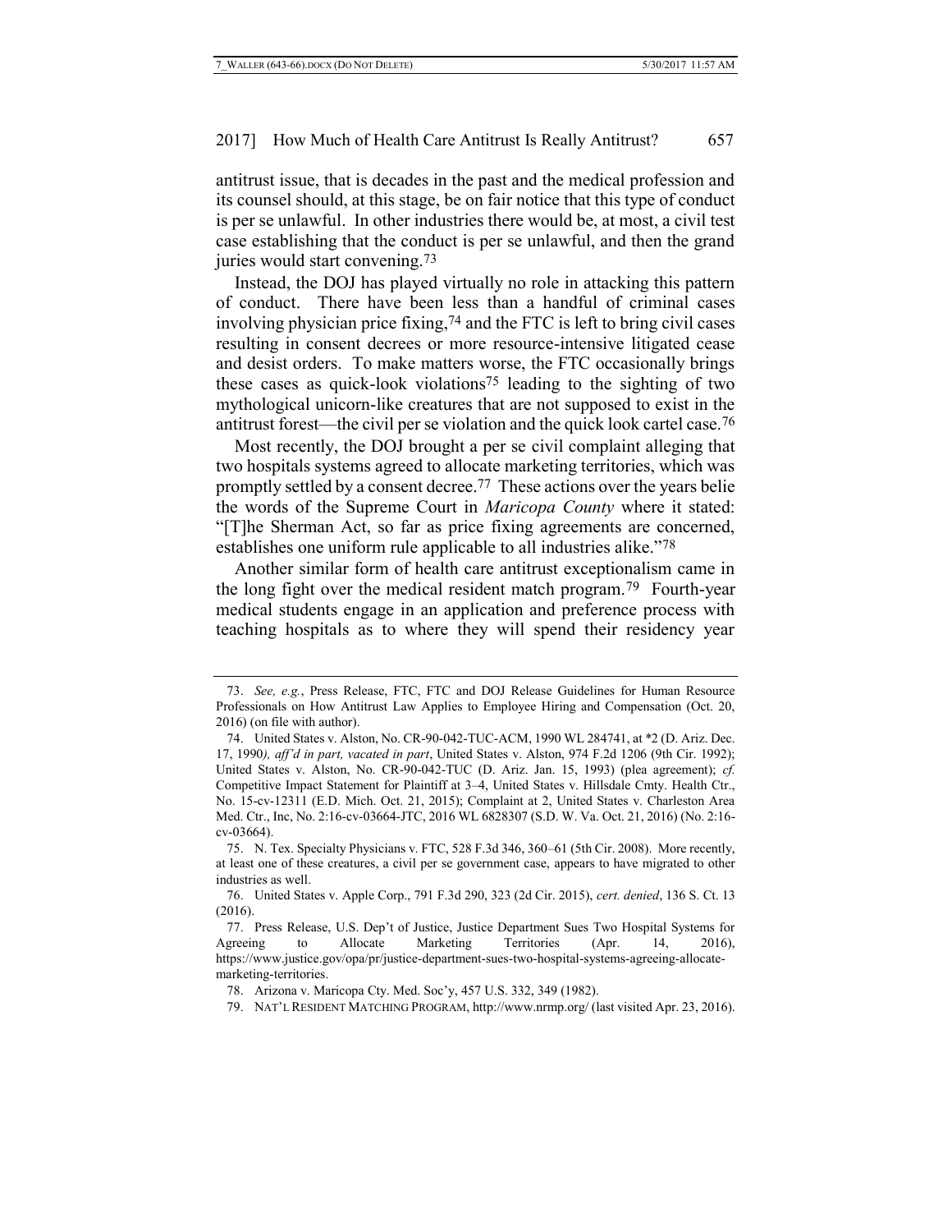antitrust issue, that is decades in the past and the medical profession and its counsel should, at this stage, be on fair notice that this type of conduct is per se unlawful. In other industries there would be, at most, a civil test case establishing that the conduct is per se unlawful, and then the grand juries would start convening.[73]

Instead, the DOJ has played virtually no role in attacking this pattern of conduct. There have been less than a handful of criminal cases involving physician price fixing,[74] and the FTC is left to bring civil cases resulting in consent decrees or more resource-intensive litigated cease and desist orders. To make matters worse, the FTC occasionally brings these cases as quick-look violations[75] leading to the sighting of two mythological unicorn-like creatures that are not supposed to exist in the antitrust forest—the civil per se violation and the quick look cartel case.[76]

Most recently, the DOJ brought a per se civil complaint alleging that two hospitals systems agreed to allocate marketing territories, which was promptly settled by a consent decree.[77] These actions over the years belie the words of the Supreme Court in *Maricopa County* where it stated: "[T]he Sherman Act, so far as price fixing agreements are concerned, establishes one uniform rule applicable to all industries alike."[78]

Another similar form of health care antitrust exceptionalism came in the long fight over the medical resident match program.[79] Fourth-year medical students engage in an application and preference process with teaching hospitals as to where they will spend their residency year

---

73. *See, e.g.*, Press Release, FTC, FTC and DOJ Release Guidelines for Human Resource Professionals on How Antitrust Law Applies to Employee Hiring and Compensation (Oct. 20, 2016) (on file with author).

74. United States v. Alston, No. CR-90-042-TUC-ACM, 1990 WL 284741, at *2 (D. Ariz. Dec. 17, 1990*), aff'd in part, vacated in part*, United States v. Alston, 974 F.2d 1206 (9th Cir. 1992); United States v. Alston, No. CR-90-042-TUC (D. Ariz. Jan. 15, 1993) (plea agreement); *cf.* Competitive Impact Statement for Plaintiff at 3–4, United States v. Hillsdale Cmty. Health Ctr., No. 15-cv-12311 (E.D. Mich. Oct. 21, 2015); Complaint at 2, United States v. Charleston Area Med. Ctr., Inc, No. 2:16-cv-03664-JTC, 2016 WL 6828307 (S.D. W. Va. Oct. 21, 2016) (No. 2:16-cv-03664).

75. N. Tex. Specialty Physicians v. FTC, 528 F.3d 346, 360–61 (5th Cir. 2008). More recently, at least one of these creatures, a civil per se government case, appears to have migrated to other industries as well.

76. United States v. Apple Corp., 791 F.3d 290, 323 (2d Cir. 2015), *cert. denied*, 136 S. Ct. 13 (2016).

77. Press Release, U.S. Dep't of Justice, Justice Department Sues Two Hospital Systems for Agreeing to Allocate Marketing Territories (Apr. 14, 2016), https://www.justice.gov/opa/pr/justice-department-sues-two-hospital-systems-agreeing-allocate-marketing-territories.

78. Arizona v. Maricopa Cty. Med. Soc'y, 457 U.S. 332, 349 (1982).

79. NAT'L RESIDENT MATCHING PROGRAM, http://www.nrmp.org/ (last visited Apr. 23, 2016).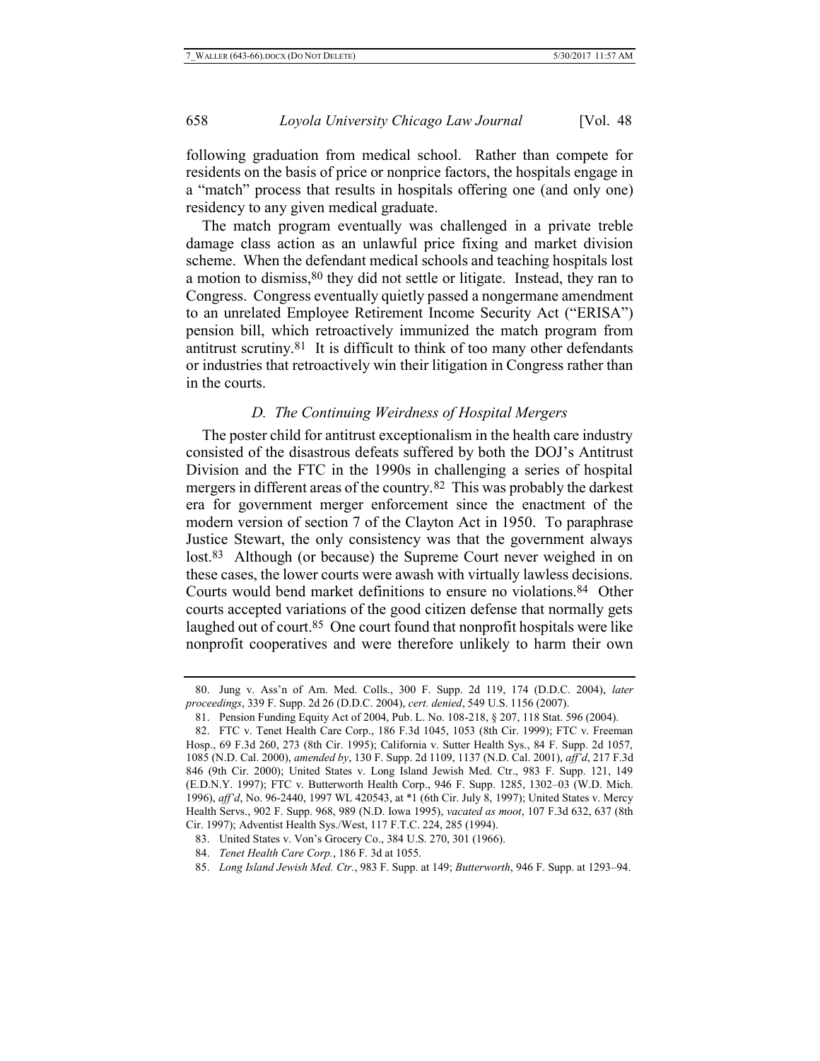following graduation from medical school. Rather than compete for residents on the basis of price or nonprice factors, the hospitals engage in a "match" process that results in hospitals offering one (and only one) residency to any given medical graduate.

The match program eventually was challenged in a private treble damage class action as an unlawful price fixing and market division scheme. When the defendant medical schools and teaching hospitals lost a motion to dismiss,[80] they did not settle or litigate. Instead, they ran to Congress. Congress eventually quietly passed a nongermane amendment to an unrelated Employee Retirement Income Security Act ("ERISA") pension bill, which retroactively immunized the match program from antitrust scrutiny.[81] It is difficult to think of too many other defendants or industries that retroactively win their litigation in Congress rather than in the courts.

### *D. The Continuing Weirdness of Hospital Mergers*

The poster child for antitrust exceptionalism in the health care industry consisted of the disastrous defeats suffered by both the DOJ's Antitrust Division and the FTC in the 1990s in challenging a series of hospital mergers in different areas of the country.[82] This was probably the darkest era for government merger enforcement since the enactment of the modern version of section 7 of the Clayton Act in 1950. To paraphrase Justice Stewart, the only consistency was that the government always lost.[83] Although (or because) the Supreme Court never weighed in on these cases, the lower courts were awash with virtually lawless decisions. Courts would bend market definitions to ensure no violations.[84] Other courts accepted variations of the good citizen defense that normally gets laughed out of court.[85] One court found that nonprofit hospitals were like nonprofit cooperatives and were therefore unlikely to harm their own

---

80. Jung v. Ass'n of Am. Med. Colls., 300 F. Supp. 2d 119, 174 (D.D.C. 2004), *later proceedings*, 339 F. Supp. 2d 26 (D.D.C. 2004), *cert. denied*, 549 U.S. 1156 (2007).

81. Pension Funding Equity Act of 2004, Pub. L. No. 108-218, § 207, 118 Stat. 596 (2004).

82. FTC v. Tenet Health Care Corp., 186 F.3d 1045, 1053 (8th Cir. 1999); FTC v. Freeman Hosp., 69 F.3d 260, 273 (8th Cir. 1995); California v. Sutter Health Sys., 84 F. Supp. 2d 1057, 1085 (N.D. Cal. 2000), *amended by*, 130 F. Supp. 2d 1109, 1137 (N.D. Cal. 2001), *aff'd*, 217 F.3d 846 (9th Cir. 2000); United States v. Long Island Jewish Med. Ctr., 983 F. Supp. 121, 149 (E.D.N.Y. 1997); FTC v. Butterworth Health Corp., 946 F. Supp. 1285, 1302–03 (W.D. Mich. 1996), *aff'd*, No. 96-2440, 1997 WL 420543, at *1 (6th Cir. July 8, 1997); United States v. Mercy Health Servs., 902 F. Supp. 968, 989 (N.D. Iowa 1995), *vacated as moot*, 107 F.3d 632, 637 (8th Cir. 1997); Adventist Health Sys./West, 117 F.T.C. 224, 285 (1994).

83. United States v. Von's Grocery Co., 384 U.S. 270, 301 (1966).

84. *Tenet Health Care Corp.*, 186 F. 3d at 1055.

85. *Long Island Jewish Med. Ctr.*, 983 F. Supp. at 149; *Butterworth*, 946 F. Supp. at 1293–94.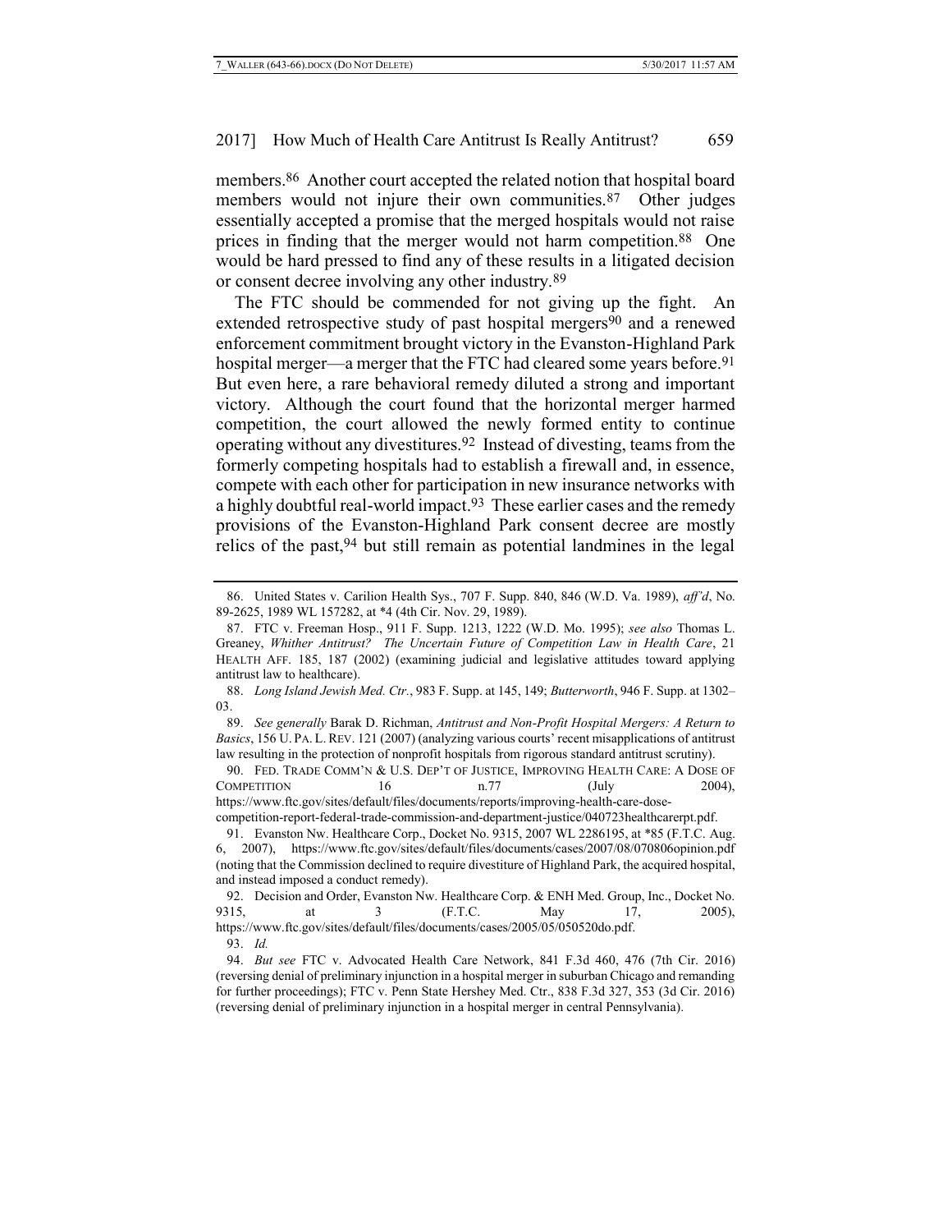members.[86] Another court accepted the related notion that hospital board members would not injure their own communities.[87] Other judges essentially accepted a promise that the merged hospitals would not raise prices in finding that the merger would not harm competition.[88] One would be hard pressed to find any of these results in a litigated decision or consent decree involving any other industry.[89]

The FTC should be commended for not giving up the fight. An extended retrospective study of past hospital mergers[90] and a renewed enforcement commitment brought victory in the Evanston-Highland Park hospital merger—a merger that the FTC had cleared some years before.[91] But even here, a rare behavioral remedy diluted a strong and important victory. Although the court found that the horizontal merger harmed competition, the court allowed the newly formed entity to continue operating without any divestitures.[92] Instead of divesting, teams from the formerly competing hospitals had to establish a firewall and, in essence, compete with each other for participation in new insurance networks with a highly doubtful real-world impact.[93] These earlier cases and the remedy provisions of the Evanston-Highland Park consent decree are mostly relics of the past,[94] but still remain as potential landmines in the legal

---

86. United States v. Carilion Health Sys., 707 F. Supp. 840, 846 (W.D. Va. 1989), *aff'd*, No. 89-2625, 1989 WL 157282, at *4 (4th Cir. Nov. 29, 1989).

87. FTC v. Freeman Hosp., 911 F. Supp. 1213, 1222 (W.D. Mo. 1995); *see also* Thomas L. Greaney, *Whither Antitrust? The Uncertain Future of Competition Law in Health Care*, 21 HEALTH AFF. 185, 187 (2002) (examining judicial and legislative attitudes toward applying antitrust law to healthcare).

88. *Long Island Jewish Med. Ctr.*, 983 F. Supp. at 145, 149; *Butterworth*, 946 F. Supp. at 1302–03.

89. *See generally* Barak D. Richman, *Antitrust and Non-Profit Hospital Mergers: A Return to Basics*, 156 U. PA. L. REV. 121 (2007) (analyzing various courts' recent misapplications of antitrust law resulting in the protection of nonprofit hospitals from rigorous standard antitrust scrutiny).

90. FED. TRADE COMM'N & U.S. DEP'T OF JUSTICE, IMPROVING HEALTH CARE: A DOSE OF COMPETITION 16 n.77 (July 2004), https://www.ftc.gov/sites/default/files/documents/reports/improving-health-care-dose-competition-report-federal-trade-commission-and-department-justice/040723healthcarerpt.pdf.

91. Evanston Nw. Healthcare Corp., Docket No. 9315, 2007 WL 2286195, at *85 (F.T.C. Aug. 6, 2007), https://www.ftc.gov/sites/default/files/documents/cases/2007/08/070806opinion.pdf (noting that the Commission declined to require divestiture of Highland Park, the acquired hospital, and instead imposed a conduct remedy).

92. Decision and Order, Evanston Nw. Healthcare Corp. & ENH Med. Group, Inc., Docket No. 9315, at 3 (F.T.C. May 17, 2005), https://www.ftc.gov/sites/default/files/documents/cases/2005/05/050520do.pdf.

93. *Id.*

94. *But see* FTC v. Advocated Health Care Network, 841 F.3d 460, 476 (7th Cir. 2016) (reversing denial of preliminary injunction in a hospital merger in suburban Chicago and remanding for further proceedings); FTC v. Penn State Hershey Med. Ctr., 838 F.3d 327, 353 (3d Cir. 2016) (reversing denial of preliminary injunction in a hospital merger in central Pennsylvania).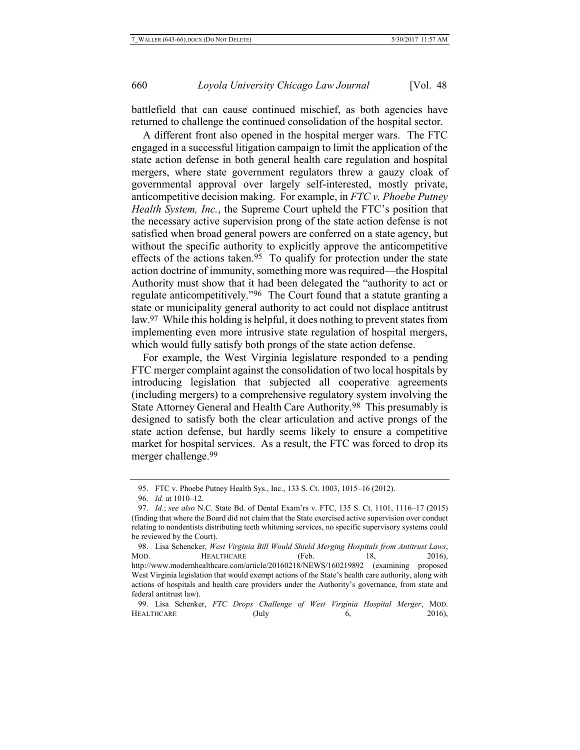battlefield that can cause continued mischief, as both agencies have returned to challenge the continued consolidation of the hospital sector.

A different front also opened in the hospital merger wars. The FTC engaged in a successful litigation campaign to limit the application of the state action defense in both general health care regulation and hospital mergers, where state government regulators threw a gauzy cloak of governmental approval over largely self-interested, mostly private, anticompetitive decision making. For example, in *FTC v. Phoebe Putney Health System, Inc.*, the Supreme Court upheld the FTC's position that the necessary active supervision prong of the state action defense is not satisfied when broad general powers are conferred on a state agency, but without the specific authority to explicitly approve the anticompetitive effects of the actions taken.[95] To qualify for protection under the state action doctrine of immunity, something more was required—the Hospital Authority must show that it had been delegated the "authority to act or regulate anticompetitively."[96] The Court found that a statute granting a state or municipality general authority to act could not displace antitrust law.[97] While this holding is helpful, it does nothing to prevent states from implementing even more intrusive state regulation of hospital mergers, which would fully satisfy both prongs of the state action defense.

For example, the West Virginia legislature responded to a pending FTC merger complaint against the consolidation of two local hospitals by introducing legislation that subjected all cooperative agreements (including mergers) to a comprehensive regulatory system involving the State Attorney General and Health Care Authority.[98] This presumably is designed to satisfy both the clear articulation and active prongs of the state action defense, but hardly seems likely to ensure a competitive market for hospital services. As a result, the FTC was forced to drop its merger challenge.[99]

---

95. FTC v. Phoebe Putney Health Sys., Inc., 133 S. Ct. 1003, 1015–16 (2012).

96. *Id.* at 1010–12.

97. *Id.*; *see also* N.C. State Bd. of Dental Exam'rs v. FTC, 135 S. Ct. 1101, 1116–17 (2015) (finding that where the Board did not claim that the State exercised active supervision over conduct relating to nondentists distributing teeth whitening services, no specific supervisory systems could be reviewed by the Court).

98. Lisa Schencker, *West Virginia Bill Would Shield Merging Hospitals from Antitrust Laws*, MOD. HEALTHCARE (Feb. 18, 2016), http://www.modernhealthcare.com/article/20160218/NEWS/160219892 (examining proposed West Virginia legislation that would exempt actions of the State's health care authority, along with actions of hospitals and health care providers under the Authority's governance, from state and federal antitrust law).

99. Lisa Schenker, *FTC Drops Challenge of West Virginia Hospital Merger*, MOD. HEALTHCARE (July 6, 2016),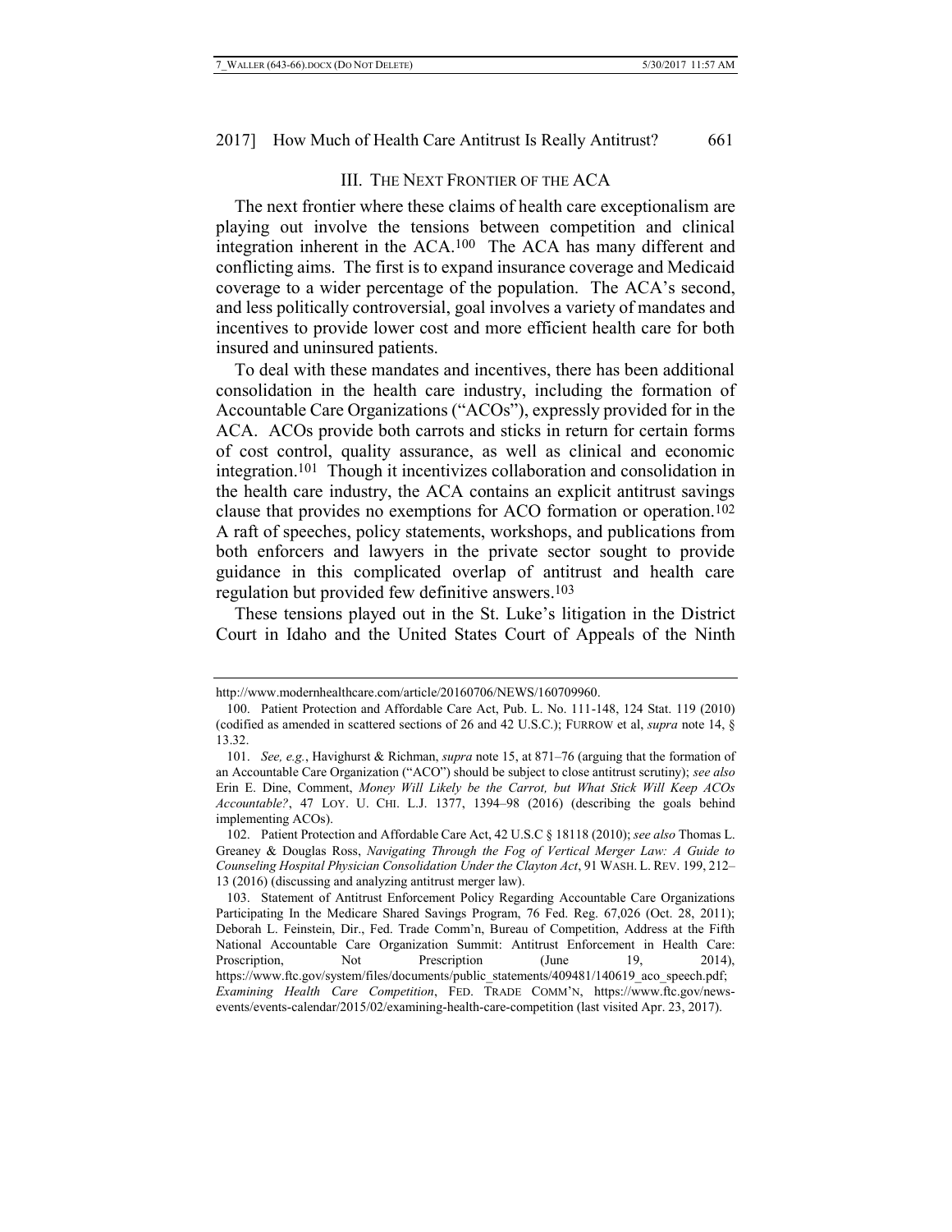## III. THE NEXT FRONTIER OF THE ACA

The next frontier where these claims of health care exceptionalism are playing out involve the tensions between competition and clinical integration inherent in the ACA.[100] The ACA has many different and conflicting aims. The first is to expand insurance coverage and Medicaid coverage to a wider percentage of the population. The ACA's second, and less politically controversial, goal involves a variety of mandates and incentives to provide lower cost and more efficient health care for both insured and uninsured patients.

To deal with these mandates and incentives, there has been additional consolidation in the health care industry, including the formation of Accountable Care Organizations ("ACOs"), expressly provided for in the ACA. ACOs provide both carrots and sticks in return for certain forms of cost control, quality assurance, as well as clinical and economic integration.[101] Though it incentivizes collaboration and consolidation in the health care industry, the ACA contains an explicit antitrust savings clause that provides no exemptions for ACO formation or operation.[102] A raft of speeches, policy statements, workshops, and publications from both enforcers and lawyers in the private sector sought to provide guidance in this complicated overlap of antitrust and health care regulation but provided few definitive answers.[103]

These tensions played out in the St. Luke's litigation in the District Court in Idaho and the United States Court of Appeals of the Ninth

---

http://www.modernhealthcare.com/article/20160706/NEWS/160709960.

100. Patient Protection and Affordable Care Act, Pub. L. No. 111-148, 124 Stat. 119 (2010) (codified as amended in scattered sections of 26 and 42 U.S.C.); FURROW et al, *supra* note 14, § 13.32.

101. *See, e.g.*, Havighurst & Richman, *supra* note 15, at 871–76 (arguing that the formation of an Accountable Care Organization ("ACO") should be subject to close antitrust scrutiny); *see also* Erin E. Dine, Comment, *Money Will Likely be the Carrot, but What Stick Will Keep ACOs Accountable?*, 47 LOY. U. CHI. L.J. 1377, 1394–98 (2016) (describing the goals behind implementing ACOs).

102. Patient Protection and Affordable Care Act, 42 U.S.C § 18118 (2010); *see also* Thomas L. Greaney & Douglas Ross, *Navigating Through the Fog of Vertical Merger Law: A Guide to Counseling Hospital Physician Consolidation Under the Clayton Act*, 91 WASH. L. REV. 199, 212–13 (2016) (discussing and analyzing antitrust merger law).

103. Statement of Antitrust Enforcement Policy Regarding Accountable Care Organizations Participating In the Medicare Shared Savings Program, 76 Fed. Reg. 67,026 (Oct. 28, 2011); Deborah L. Feinstein, Dir., Fed. Trade Comm'n, Bureau of Competition, Address at the Fifth National Accountable Care Organization Summit: Antitrust Enforcement in Health Care: Proscription, Not Prescription (June 19, 2014), https://www.ftc.gov/system/files/documents/public_statements/409481/140619_aco_speech.pdf; *Examining Health Care Competition*, FED. TRADE COMM'N, https://www.ftc.gov/news-events/events-calendar/2015/02/examining-health-care-competition (last visited Apr. 23, 2017).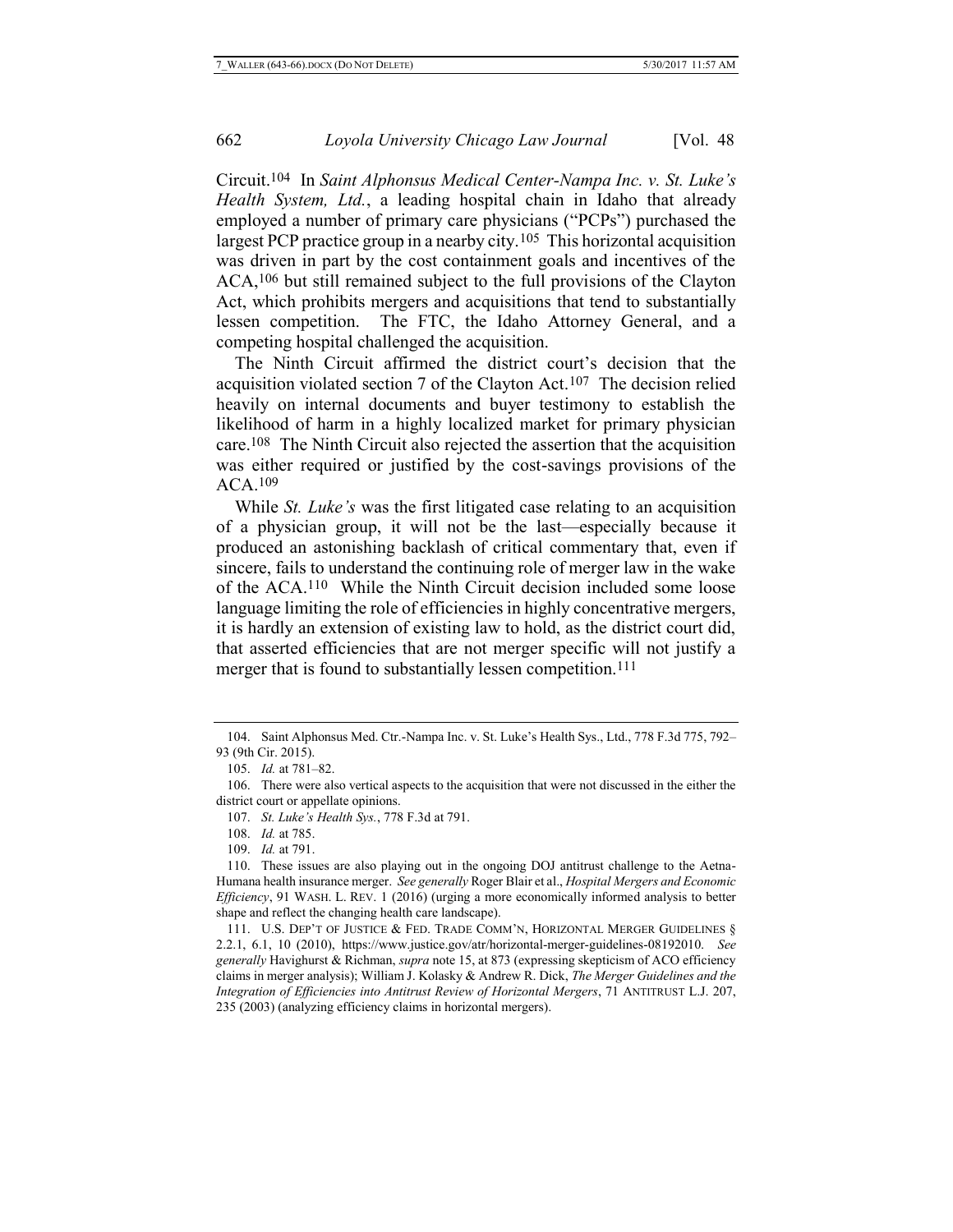Circuit.[104] In *Saint Alphonsus Medical Center-Nampa Inc. v. St. Luke's Health System, Ltd.*, a leading hospital chain in Idaho that already employed a number of primary care physicians ("PCPs") purchased the largest PCP practice group in a nearby city.[105] This horizontal acquisition was driven in part by the cost containment goals and incentives of the ACA,[106] but still remained subject to the full provisions of the Clayton Act, which prohibits mergers and acquisitions that tend to substantially lessen competition. The FTC, the Idaho Attorney General, and a competing hospital challenged the acquisition.

The Ninth Circuit affirmed the district court's decision that the acquisition violated section 7 of the Clayton Act.[107] The decision relied heavily on internal documents and buyer testimony to establish the likelihood of harm in a highly localized market for primary physician care.[108] The Ninth Circuit also rejected the assertion that the acquisition was either required or justified by the cost-savings provisions of the ACA.[109]

While *St. Luke's* was the first litigated case relating to an acquisition of a physician group, it will not be the last—especially because it produced an astonishing backlash of critical commentary that, even if sincere, fails to understand the continuing role of merger law in the wake of the ACA.[110] While the Ninth Circuit decision included some loose language limiting the role of efficiencies in highly concentrative mergers, it is hardly an extension of existing law to hold, as the district court did, that asserted efficiencies that are not merger specific will not justify a merger that is found to substantially lessen competition.[111]

---

104. Saint Alphonsus Med. Ctr.-Nampa Inc. v. St. Luke's Health Sys., Ltd., 778 F.3d 775, 792–93 (9th Cir. 2015).

105. *Id.* at 781–82.

106. There were also vertical aspects to the acquisition that were not discussed in the either the district court or appellate opinions.

107. *St. Luke's Health Sys.*, 778 F.3d at 791.

108. *Id.* at 785.

109. *Id.* at 791.

110. These issues are also playing out in the ongoing DOJ antitrust challenge to the Aetna-Humana health insurance merger. *See generally* Roger Blair et al., *Hospital Mergers and Economic Efficiency*, 91 WASH. L. REV. 1 (2016) (urging a more economically informed analysis to better shape and reflect the changing health care landscape).

111. U.S. DEP'T OF JUSTICE & FED. TRADE COMM'N, HORIZONTAL MERGER GUIDELINES § 2.2.1, 6.1, 10 (2010), https://www.justice.gov/atr/horizontal-merger-guidelines-08192010. *See generally* Havighurst & Richman, *supra* note 15, at 873 (expressing skepticism of ACO efficiency claims in merger analysis); William J. Kolasky & Andrew R. Dick, *The Merger Guidelines and the Integration of Efficiencies into Antitrust Review of Horizontal Mergers*, 71 ANTITRUST L.J. 207, 235 (2003) (analyzing efficiency claims in horizontal mergers).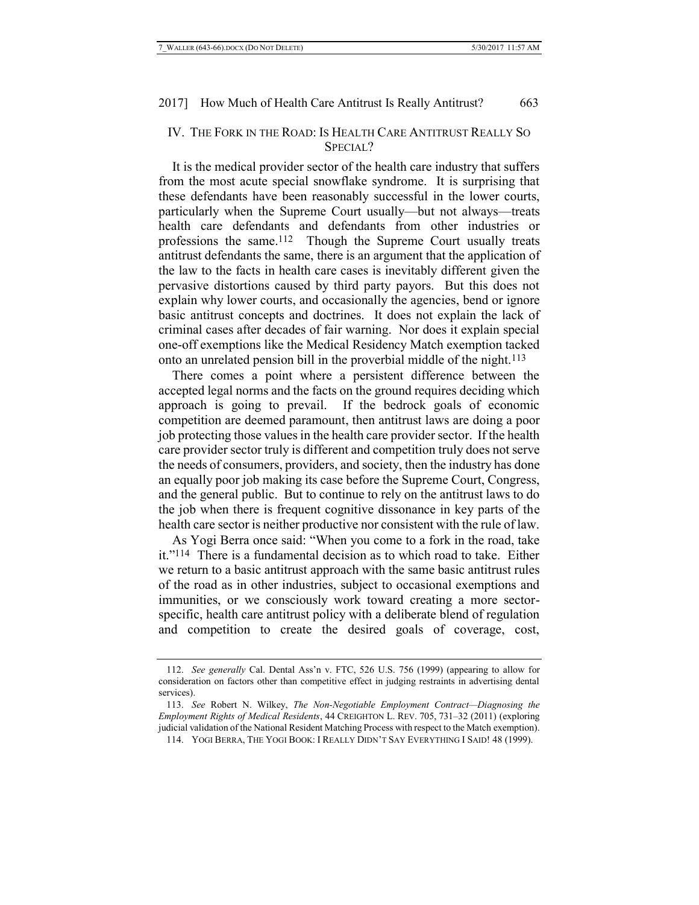## IV. THE FORK IN THE ROAD: IS HEALTH CARE ANTITRUST REALLY SO SPECIAL?

It is the medical provider sector of the health care industry that suffers from the most acute special snowflake syndrome. It is surprising that these defendants have been reasonably successful in the lower courts, particularly when the Supreme Court usually—but not always—treats health care defendants and defendants from other industries or professions the same.[112] Though the Supreme Court usually treats antitrust defendants the same, there is an argument that the application of the law to the facts in health care cases is inevitably different given the pervasive distortions caused by third party payors. But this does not explain why lower courts, and occasionally the agencies, bend or ignore basic antitrust concepts and doctrines. It does not explain the lack of criminal cases after decades of fair warning. Nor does it explain special one-off exemptions like the Medical Residency Match exemption tacked onto an unrelated pension bill in the proverbial middle of the night.[113]

There comes a point where a persistent difference between the accepted legal norms and the facts on the ground requires deciding which approach is going to prevail. If the bedrock goals of economic competition are deemed paramount, then antitrust laws are doing a poor job protecting those values in the health care provider sector. If the health care provider sector truly is different and competition truly does not serve the needs of consumers, providers, and society, then the industry has done an equally poor job making its case before the Supreme Court, Congress, and the general public. But to continue to rely on the antitrust laws to do the job when there is frequent cognitive dissonance in key parts of the health care sector is neither productive nor consistent with the rule of law.

As Yogi Berra once said: "When you come to a fork in the road, take it."[114] There is a fundamental decision as to which road to take. Either we return to a basic antitrust approach with the same basic antitrust rules of the road as in other industries, subject to occasional exemptions and immunities, or we consciously work toward creating a more sector-specific, health care antitrust policy with a deliberate blend of regulation and competition to create the desired goals of coverage, cost,

---

112. *See generally* Cal. Dental Ass'n v. FTC, 526 U.S. 756 (1999) (appearing to allow for consideration on factors other than competitive effect in judging restraints in advertising dental services).

113. *See* Robert N. Wilkey, *The Non-Negotiable Employment Contract—Diagnosing the Employment Rights of Medical Residents*, 44 CREIGHTON L. REV. 705, 731–32 (2011) (exploring judicial validation of the National Resident Matching Process with respect to the Match exemption).

114. YOGI BERRA, THE YOGI BOOK: I REALLY DIDN'T SAY EVERYTHING I SAID! 48 (1999).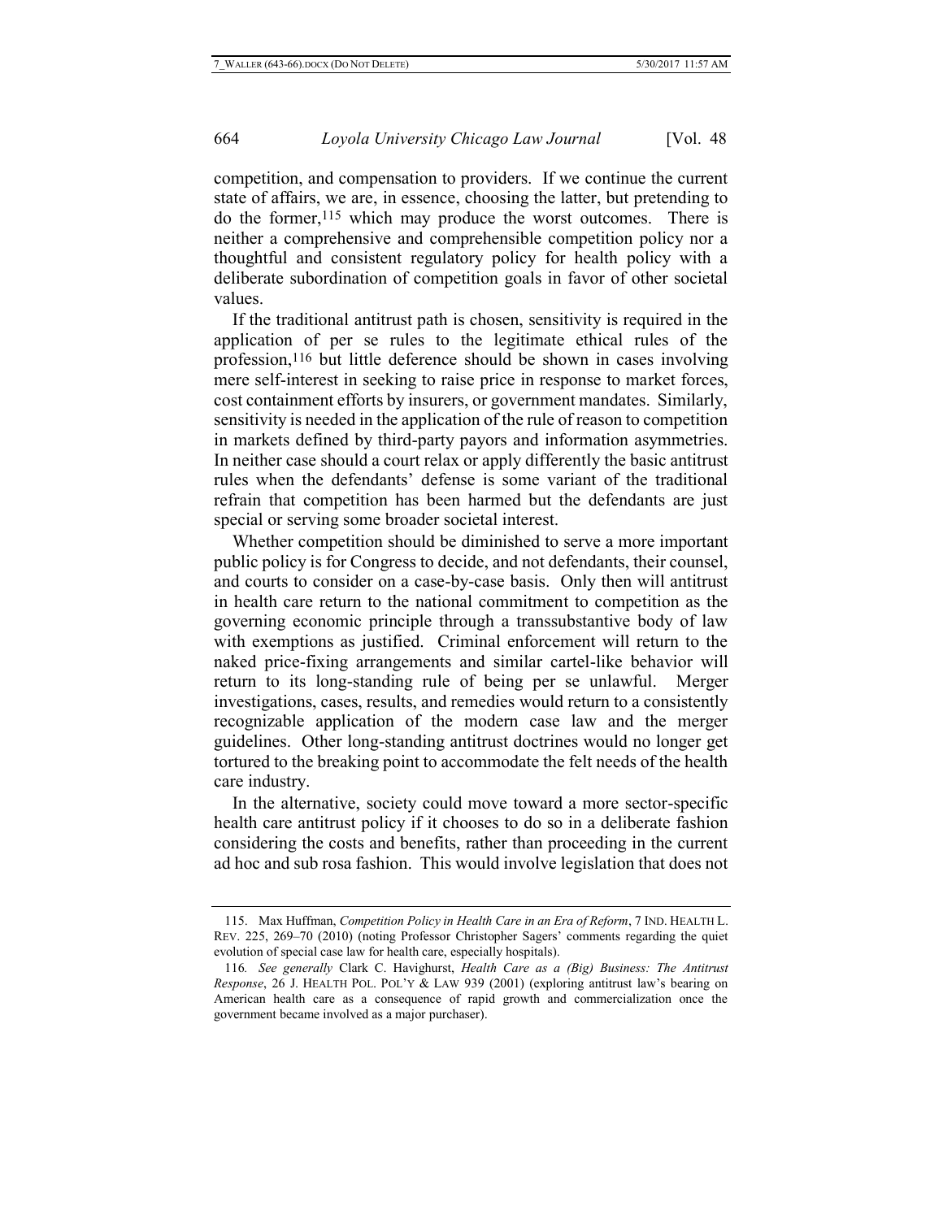competition, and compensation to providers. If we continue the current state of affairs, we are, in essence, choosing the latter, but pretending to do the former,[115] which may produce the worst outcomes. There is neither a comprehensive and comprehensible competition policy nor a thoughtful and consistent regulatory policy for health policy with a deliberate subordination of competition goals in favor of other societal values.

If the traditional antitrust path is chosen, sensitivity is required in the application of per se rules to the legitimate ethical rules of the profession,[116] but little deference should be shown in cases involving mere self-interest in seeking to raise price in response to market forces, cost containment efforts by insurers, or government mandates. Similarly, sensitivity is needed in the application of the rule of reason to competition in markets defined by third-party payors and information asymmetries. In neither case should a court relax or apply differently the basic antitrust rules when the defendants' defense is some variant of the traditional refrain that competition has been harmed but the defendants are just special or serving some broader societal interest.

Whether competition should be diminished to serve a more important public policy is for Congress to decide, and not defendants, their counsel, and courts to consider on a case-by-case basis. Only then will antitrust in health care return to the national commitment to competition as the governing economic principle through a transsubstantive body of law with exemptions as justified. Criminal enforcement will return to the naked price-fixing arrangements and similar cartel-like behavior will return to its long-standing rule of being per se unlawful. Merger investigations, cases, results, and remedies would return to a consistently recognizable application of the modern case law and the merger guidelines. Other long-standing antitrust doctrines would no longer get tortured to the breaking point to accommodate the felt needs of the health care industry.

In the alternative, society could move toward a more sector-specific health care antitrust policy if it chooses to do so in a deliberate fashion considering the costs and benefits, rather than proceeding in the current ad hoc and sub rosa fashion. This would involve legislation that does not

---

115. Max Huffman, *Competition Policy in Health Care in an Era of Reform*, 7 IND. HEALTH L. REV. 225, 269–70 (2010) (noting Professor Christopher Sagers' comments regarding the quiet evolution of special case law for health care, especially hospitals).

116. *See generally* Clark C. Havighurst, *Health Care as a (Big) Business: The Antitrust Response*, 26 J. HEALTH POL. POL'Y & LAW 939 (2001) (exploring antitrust law's bearing on American health care as a consequence of rapid growth and commercialization once the government became involved as a major purchaser).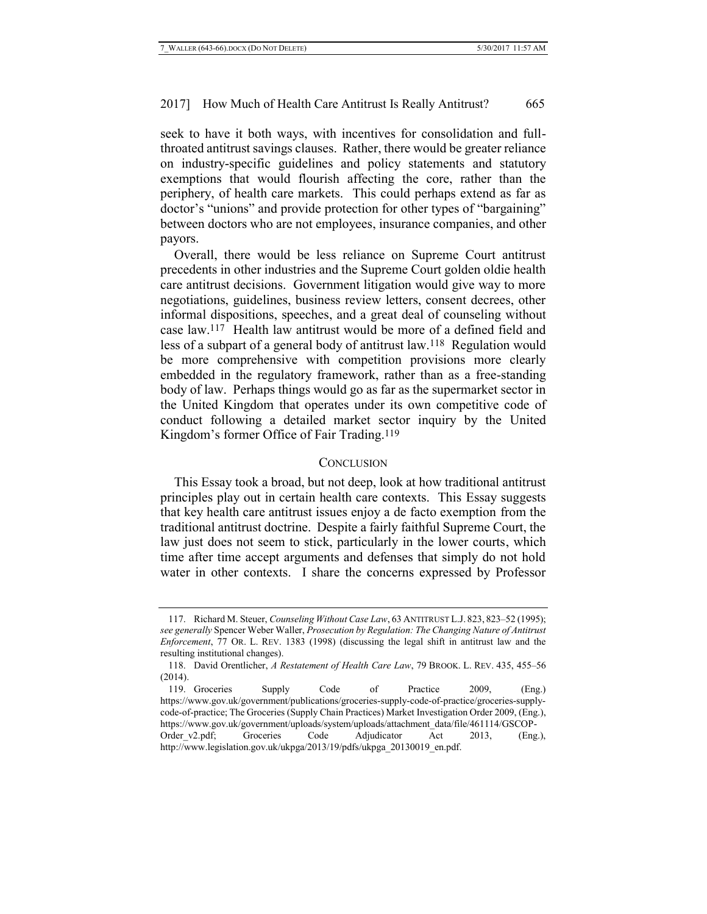seek to have it both ways, with incentives for consolidation and full-throated antitrust savings clauses. Rather, there would be greater reliance on industry-specific guidelines and policy statements and statutory exemptions that would flourish affecting the core, rather than the periphery, of health care markets. This could perhaps extend as far as doctor's "unions" and provide protection for other types of "bargaining" between doctors who are not employees, insurance companies, and other payors.

Overall, there would be less reliance on Supreme Court antitrust precedents in other industries and the Supreme Court golden oldie health care antitrust decisions. Government litigation would give way to more negotiations, guidelines, business review letters, consent decrees, other informal dispositions, speeches, and a great deal of counseling without case law.[117] Health law antitrust would be more of a defined field and less of a subpart of a general body of antitrust law.[118] Regulation would be more comprehensive with competition provisions more clearly embedded in the regulatory framework, rather than as a free-standing body of law. Perhaps things would go as far as the supermarket sector in the United Kingdom that operates under its own competitive code of conduct following a detailed market sector inquiry by the United Kingdom's former Office of Fair Trading.[119]

## CONCLUSION

This Essay took a broad, but not deep, look at how traditional antitrust principles play out in certain health care contexts. This Essay suggests that key health care antitrust issues enjoy a de facto exemption from the traditional antitrust doctrine. Despite a fairly faithful Supreme Court, the law just does not seem to stick, particularly in the lower courts, which time after time accept arguments and defenses that simply do not hold water in other contexts. I share the concerns expressed by Professor

---

117. Richard M. Steuer, *Counseling Without Case Law*, 63 ANTITRUST L.J. 823, 823–52 (1995); *see generally* Spencer Weber Waller, *Prosecution by Regulation: The Changing Nature of Antitrust Enforcement*, 77 OR. L. REV. 1383 (1998) (discussing the legal shift in antitrust law and the resulting institutional changes).

118. David Orentlicher, *A Restatement of Health Care Law*, 79 BROOK. L. REV. 435, 455–56 (2014).

119. Groceries Supply Code of Practice 2009, (Eng.) https://www.gov.uk/government/publications/groceries-supply-code-of-practice/groceries-supply-code-of-practice; The Groceries (Supply Chain Practices) Market Investigation Order 2009, (Eng.), https://www.gov.uk/government/uploads/system/uploads/attachment_data/file/461114/GSCOP-Order_v2.pdf; Groceries Code Adjudicator Act 2013, (Eng.), http://www.legislation.gov.uk/ukpga/2013/19/pdfs/ukpga_20130019_en.pdf.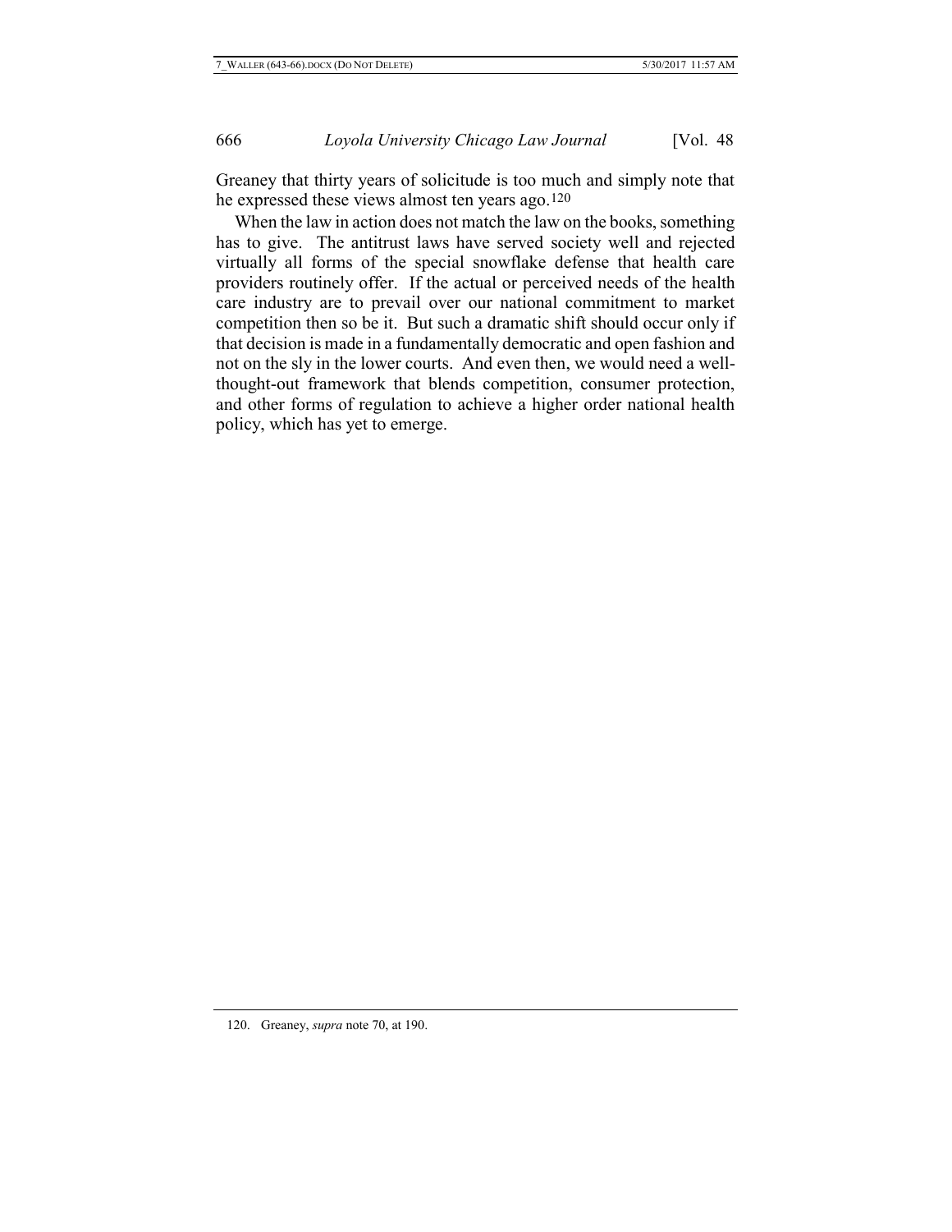Greaney that thirty years of solicitude is too much and simply note that he expressed these views almost ten years ago.[120]

When the law in action does not match the law on the books, something has to give. The antitrust laws have served society well and rejected virtually all forms of the special snowflake defense that health care providers routinely offer. If the actual or perceived needs of the health care industry are to prevail over our national commitment to market competition then so be it. But such a dramatic shift should occur only if that decision is made in a fundamentally democratic and open fashion and not on the sly in the lower courts. And even then, we would need a well-thought-out framework that blends competition, consumer protection, and other forms of regulation to achieve a higher order national health policy, which has yet to emerge.

---

120. Greaney, *supra* note 70, at 190.